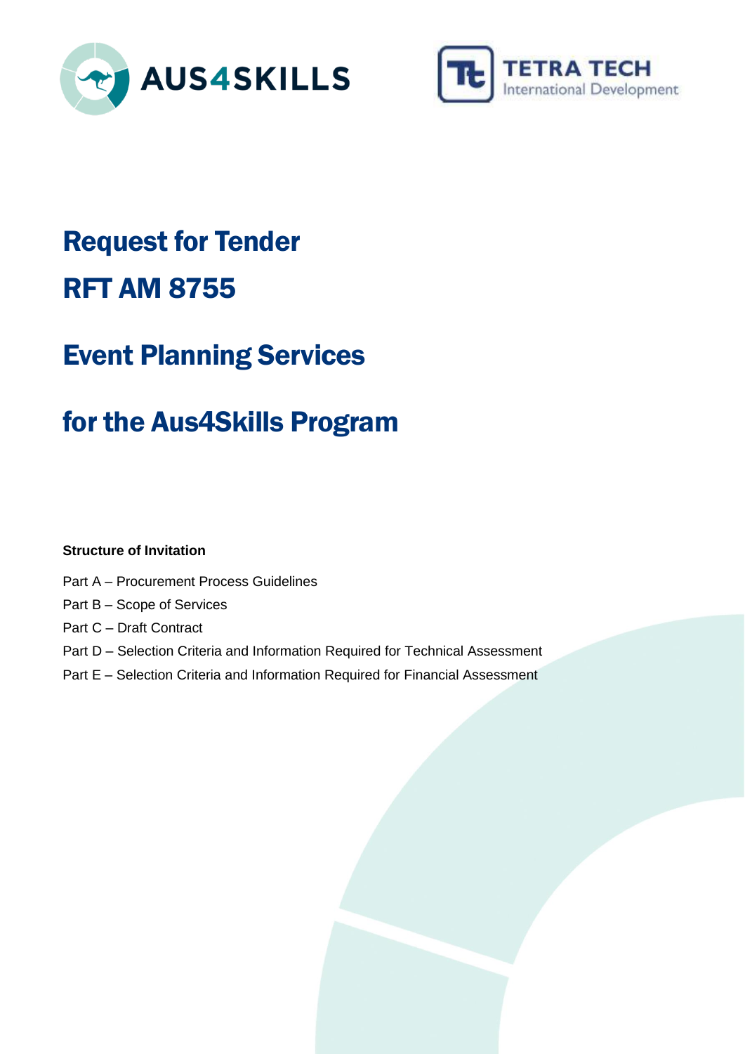AUS4SKILLS

TETRA TECH International Development

# Request for Tender

# RFT AM 8755

# Event Planning Services

# for the Aus4Skills Program

**Structure of Invitation**

Part A – Procurement Process Guidelines

Part B – Scope of Services

Part C – Draft Contract

Part D – Selection Criteria and Information Required for Technical Assessment

Part E – Selection Criteria and Information Required for Financial Assessment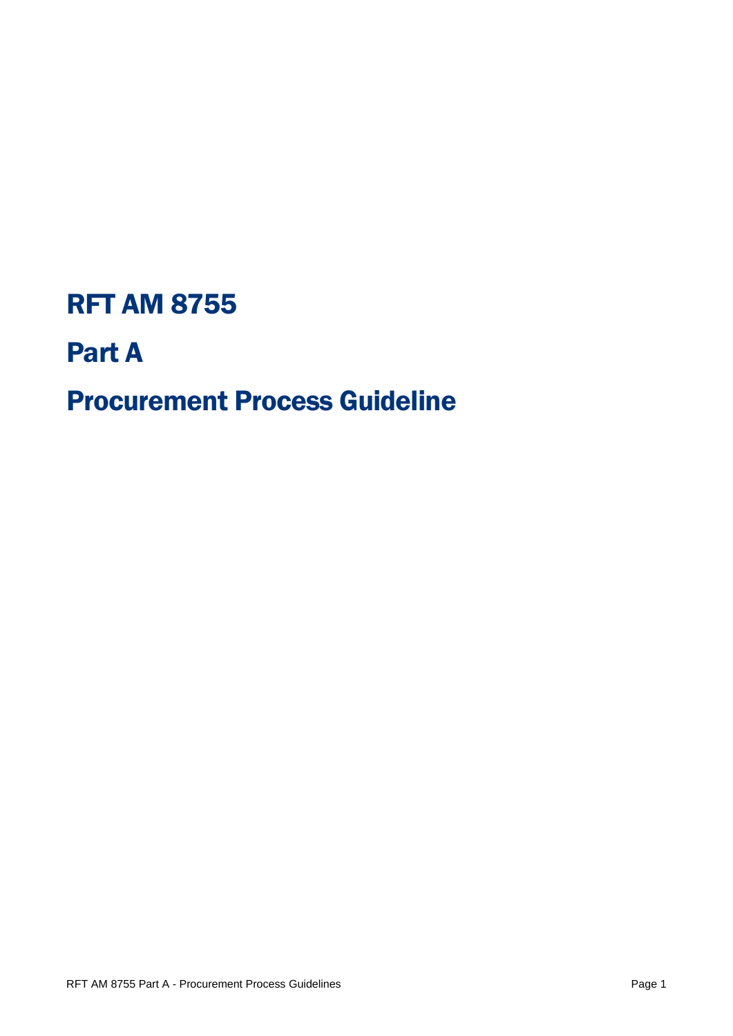# RFT AM 8755

# Part A

# Procurement Process Guideline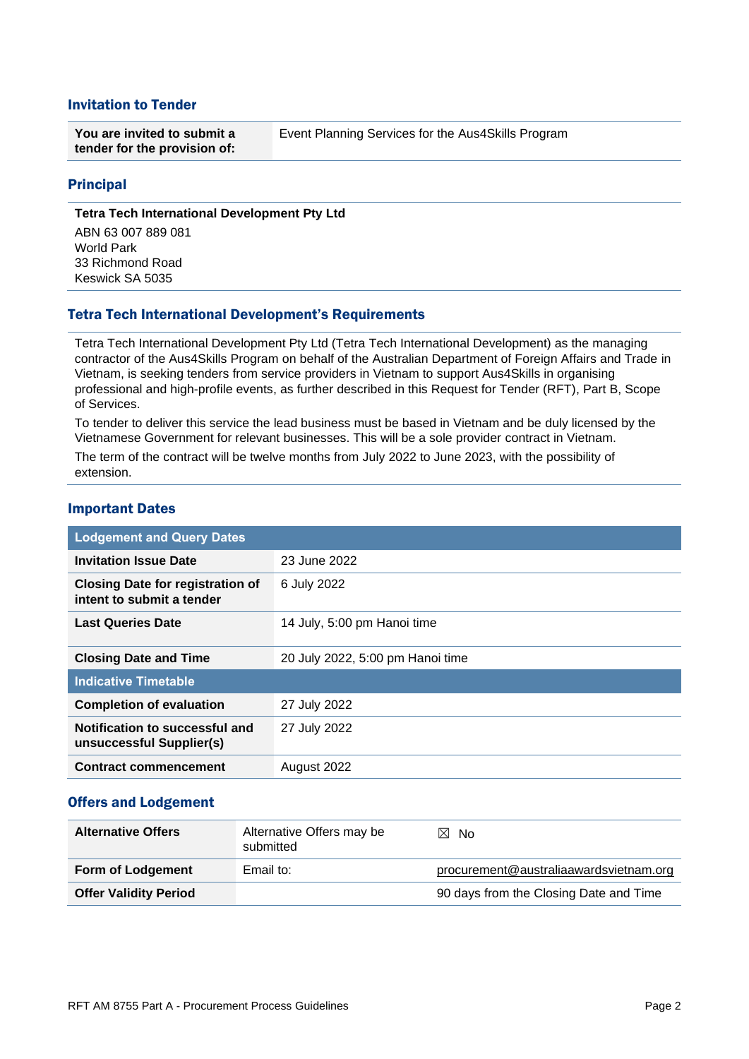## Invitation to Tender

| You are invited to submit a tender for the provision of: | Event Planning Services for the Aus4Skills Program |
|---|---|

## Principal

**Tetra Tech International Development Pty Ltd**

ABN 63 007 889 081
World Park
33 Richmond Road
Keswick SA 5035

## Tetra Tech International Development's Requirements

Tetra Tech International Development Pty Ltd (Tetra Tech International Development) as the managing contractor of the Aus4Skills Program on behalf of the Australian Department of Foreign Affairs and Trade in Vietnam, is seeking tenders from service providers in Vietnam to support Aus4Skills in organising professional and high-profile events, as further described in this Request for Tender (RFT), Part B, Scope of Services.

To tender to deliver this service the lead business must be based in Vietnam and be duly licensed by the Vietnamese Government for relevant businesses. This will be a sole provider contract in Vietnam.

The term of the contract will be twelve months from July 2022 to June 2023, with the possibility of extension.

## Important Dates

| Lodgement and Query Dates | |
|---|---|
| **Invitation Issue Date** | 23 June 2022 |
| **Closing Date for registration of intent to submit a tender** | 6 July 2022 |
| **Last Queries Date** | 14 July, 5:00 pm Hanoi time |
| **Closing Date and Time** | 20 July 2022, 5:00 pm Hanoi time |
| **Indicative Timetable** | |
| **Completion of evaluation** | 27 July 2022 |
| **Notification to successful and unsuccessful Supplier(s)** | 27 July 2022 |
| **Contract commencement** | August 2022 |

## Offers and Lodgement

| | | |
|---|---|---|
| **Alternative Offers** | Alternative Offers may be submitted | ☒ No |
| **Form of Lodgement** | Email to: | procurement@australiaawardsvietnam.org |
| **Offer Validity Period** | | 90 days from the Closing Date and Time |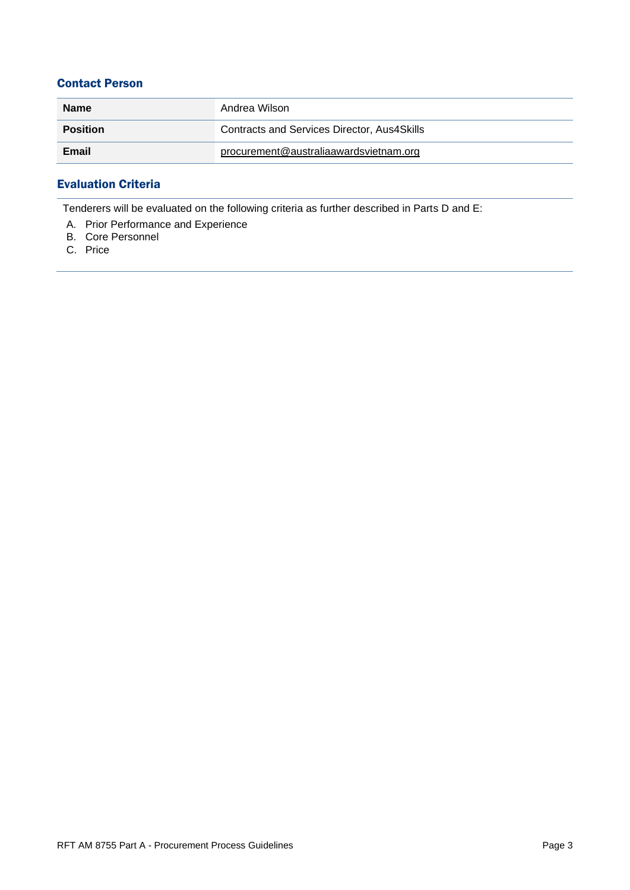## Contact Person

| Name | Andrea Wilson |
|---|---|
| **Position** | Contracts and Services Director, Aus4Skills |
| **Email** | procurement@australiaawardsvietnam.org |

## Evaluation Criteria

Tenderers will be evaluated on the following criteria as further described in Parts D and E:

A. Prior Performance and Experience
B. Core Personnel
C. Price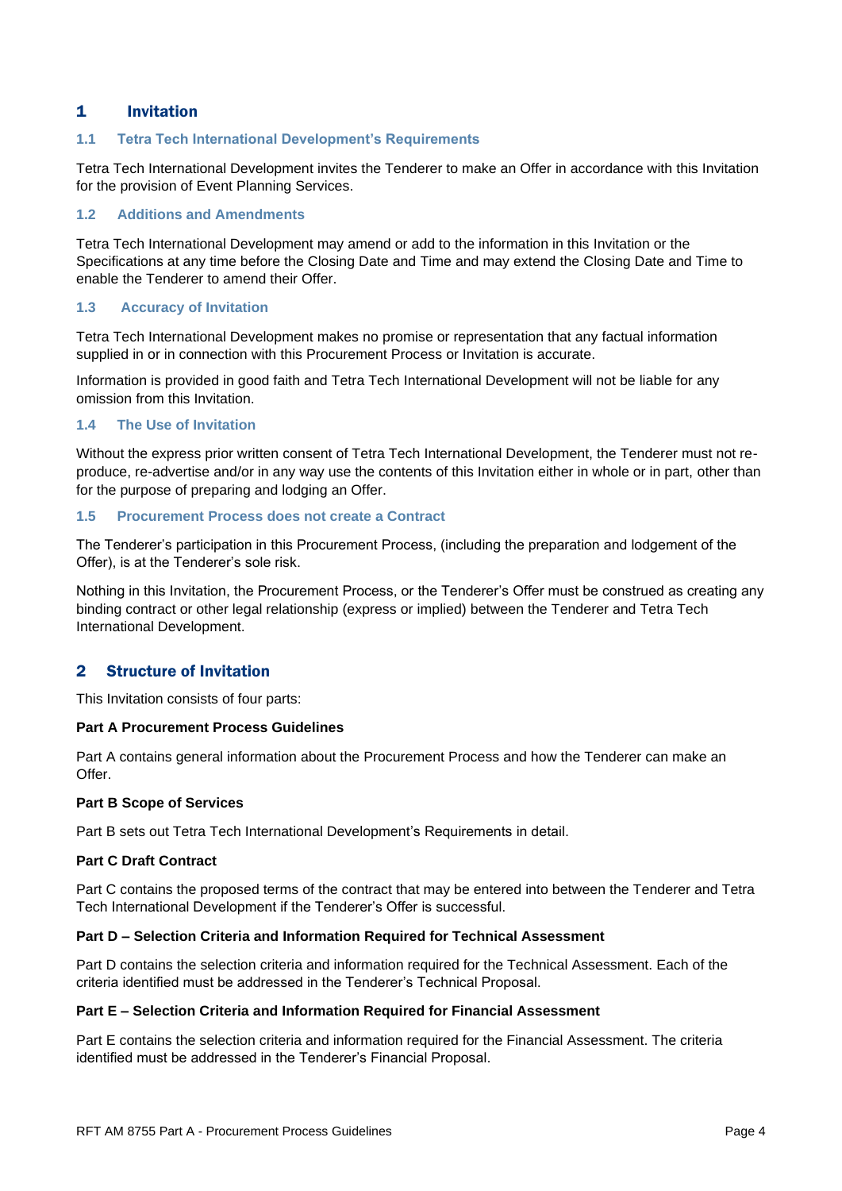# 1 Invitation

## 1.1 Tetra Tech International Development's Requirements

Tetra Tech International Development invites the Tenderer to make an Offer in accordance with this Invitation for the provision of Event Planning Services.

## 1.2 Additions and Amendments

Tetra Tech International Development may amend or add to the information in this Invitation or the Specifications at any time before the Closing Date and Time and may extend the Closing Date and Time to enable the Tenderer to amend their Offer.

## 1.3 Accuracy of Invitation

Tetra Tech International Development makes no promise or representation that any factual information supplied in or in connection with this Procurement Process or Invitation is accurate.

Information is provided in good faith and Tetra Tech International Development will not be liable for any omission from this Invitation.

## 1.4 The Use of Invitation

Without the express prior written consent of Tetra Tech International Development, the Tenderer must not re-produce, re-advertise and/or in any way use the contents of this Invitation either in whole or in part, other than for the purpose of preparing and lodging an Offer.

## 1.5 Procurement Process does not create a Contract

The Tenderer's participation in this Procurement Process, (including the preparation and lodgement of the Offer), is at the Tenderer's sole risk.

Nothing in this Invitation, the Procurement Process, or the Tenderer's Offer must be construed as creating any binding contract or other legal relationship (express or implied) between the Tenderer and Tetra Tech International Development.

# 2 Structure of Invitation

This Invitation consists of four parts:

**Part A Procurement Process Guidelines**

Part A contains general information about the Procurement Process and how the Tenderer can make an Offer.

**Part B Scope of Services**

Part B sets out Tetra Tech International Development's Requirements in detail.

**Part C Draft Contract**

Part C contains the proposed terms of the contract that may be entered into between the Tenderer and Tetra Tech International Development if the Tenderer's Offer is successful.

**Part D – Selection Criteria and Information Required for Technical Assessment**

Part D contains the selection criteria and information required for the Technical Assessment. Each of the criteria identified must be addressed in the Tenderer's Technical Proposal.

**Part E – Selection Criteria and Information Required for Financial Assessment**

Part E contains the selection criteria and information required for the Financial Assessment. The criteria identified must be addressed in the Tenderer's Financial Proposal.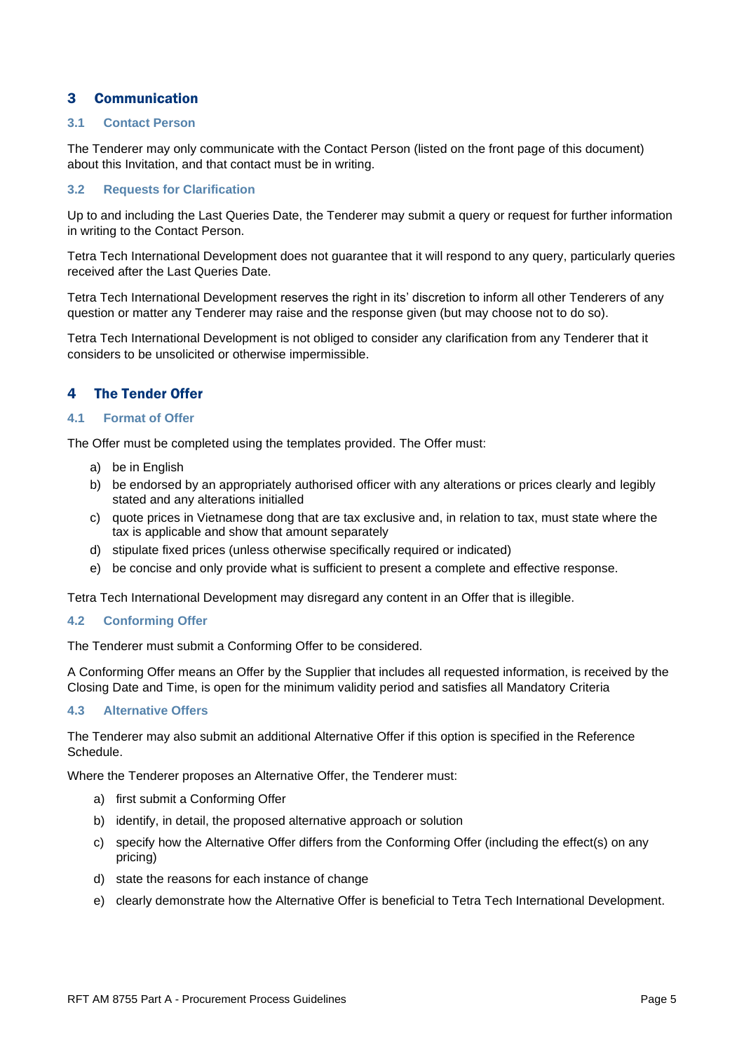## 3 Communication

### 3.1 Contact Person

The Tenderer may only communicate with the Contact Person (listed on the front page of this document) about this Invitation, and that contact must be in writing.

### 3.2 Requests for Clarification

Up to and including the Last Queries Date, the Tenderer may submit a query or request for further information in writing to the Contact Person.

Tetra Tech International Development does not guarantee that it will respond to any query, particularly queries received after the Last Queries Date.

Tetra Tech International Development reserves the right in its' discretion to inform all other Tenderers of any question or matter any Tenderer may raise and the response given (but may choose not to do so).

Tetra Tech International Development is not obliged to consider any clarification from any Tenderer that it considers to be unsolicited or otherwise impermissible.

## 4 The Tender Offer

### 4.1 Format of Offer

The Offer must be completed using the templates provided. The Offer must:

a) be in English
b) be endorsed by an appropriately authorised officer with any alterations or prices clearly and legibly stated and any alterations initialled
c) quote prices in Vietnamese dong that are tax exclusive and, in relation to tax, must state where the tax is applicable and show that amount separately
d) stipulate fixed prices (unless otherwise specifically required or indicated)
e) be concise and only provide what is sufficient to present a complete and effective response.

Tetra Tech International Development may disregard any content in an Offer that is illegible.

### 4.2 Conforming Offer

The Tenderer must submit a Conforming Offer to be considered.

A Conforming Offer means an Offer by the Supplier that includes all requested information, is received by the Closing Date and Time, is open for the minimum validity period and satisfies all Mandatory Criteria

### 4.3 Alternative Offers

The Tenderer may also submit an additional Alternative Offer if this option is specified in the Reference Schedule.

Where the Tenderer proposes an Alternative Offer, the Tenderer must:

a) first submit a Conforming Offer
b) identify, in detail, the proposed alternative approach or solution
c) specify how the Alternative Offer differs from the Conforming Offer (including the effect(s) on any pricing)
d) state the reasons for each instance of change
e) clearly demonstrate how the Alternative Offer is beneficial to Tetra Tech International Development.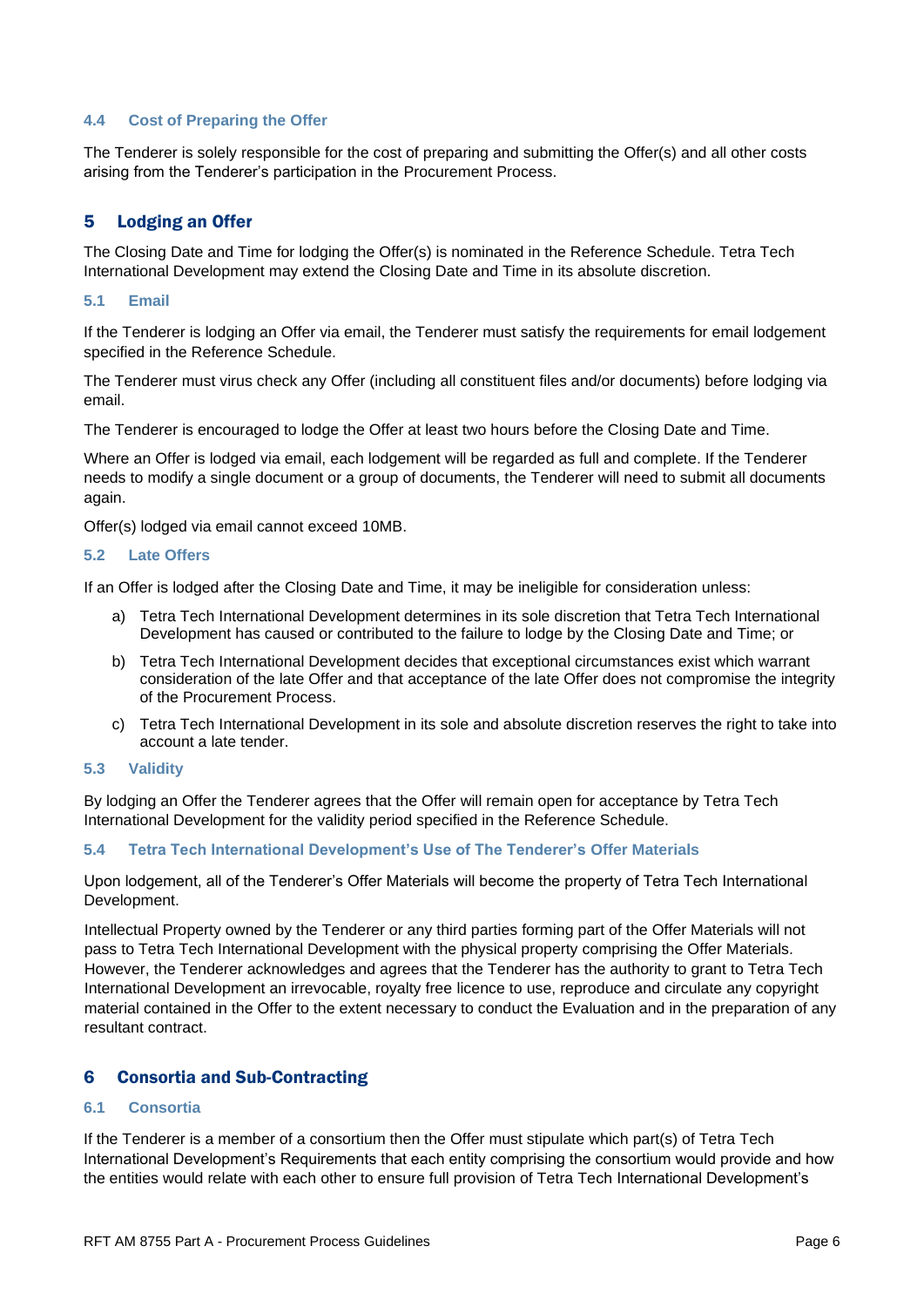### 4.4 Cost of Preparing the Offer

The Tenderer is solely responsible for the cost of preparing and submitting the Offer(s) and all other costs arising from the Tenderer's participation in the Procurement Process.

## 5 Lodging an Offer

The Closing Date and Time for lodging the Offer(s) is nominated in the Reference Schedule. Tetra Tech International Development may extend the Closing Date and Time in its absolute discretion.

### 5.1 Email

If the Tenderer is lodging an Offer via email, the Tenderer must satisfy the requirements for email lodgement specified in the Reference Schedule.

The Tenderer must virus check any Offer (including all constituent files and/or documents) before lodging via email.

The Tenderer is encouraged to lodge the Offer at least two hours before the Closing Date and Time.

Where an Offer is lodged via email, each lodgement will be regarded as full and complete. If the Tenderer needs to modify a single document or a group of documents, the Tenderer will need to submit all documents again.

Offer(s) lodged via email cannot exceed 10MB.

### 5.2 Late Offers

If an Offer is lodged after the Closing Date and Time, it may be ineligible for consideration unless:

a) Tetra Tech International Development determines in its sole discretion that Tetra Tech International Development has caused or contributed to the failure to lodge by the Closing Date and Time; or

b) Tetra Tech International Development decides that exceptional circumstances exist which warrant consideration of the late Offer and that acceptance of the late Offer does not compromise the integrity of the Procurement Process.

c) Tetra Tech International Development in its sole and absolute discretion reserves the right to take into account a late tender.

### 5.3 Validity

By lodging an Offer the Tenderer agrees that the Offer will remain open for acceptance by Tetra Tech International Development for the validity period specified in the Reference Schedule.

### 5.4 Tetra Tech International Development's Use of The Tenderer's Offer Materials

Upon lodgement, all of the Tenderer's Offer Materials will become the property of Tetra Tech International Development.

Intellectual Property owned by the Tenderer or any third parties forming part of the Offer Materials will not pass to Tetra Tech International Development with the physical property comprising the Offer Materials. However, the Tenderer acknowledges and agrees that the Tenderer has the authority to grant to Tetra Tech International Development an irrevocable, royalty free licence to use, reproduce and circulate any copyright material contained in the Offer to the extent necessary to conduct the Evaluation and in the preparation of any resultant contract.

## 6 Consortia and Sub-Contracting

### 6.1 Consortia

If the Tenderer is a member of a consortium then the Offer must stipulate which part(s) of Tetra Tech International Development's Requirements that each entity comprising the consortium would provide and how the entities would relate with each other to ensure full provision of Tetra Tech International Development's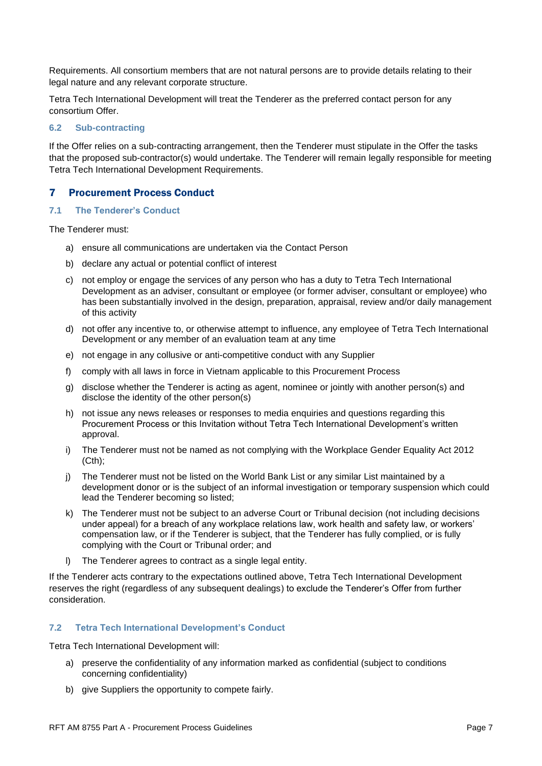Requirements. All consortium members that are not natural persons are to provide details relating to their legal nature and any relevant corporate structure.

Tetra Tech International Development will treat the Tenderer as the preferred contact person for any consortium Offer.

### 6.2 Sub-contracting

If the Offer relies on a sub-contracting arrangement, then the Tenderer must stipulate in the Offer the tasks that the proposed sub-contractor(s) would undertake. The Tenderer will remain legally responsible for meeting Tetra Tech International Development Requirements.

## 7 Procurement Process Conduct

### 7.1 The Tenderer's Conduct

The Tenderer must:

a) ensure all communications are undertaken via the Contact Person

b) declare any actual or potential conflict of interest

c) not employ or engage the services of any person who has a duty to Tetra Tech International Development as an adviser, consultant or employee (or former adviser, consultant or employee) who has been substantially involved in the design, preparation, appraisal, review and/or daily management of this activity

d) not offer any incentive to, or otherwise attempt to influence, any employee of Tetra Tech International Development or any member of an evaluation team at any time

e) not engage in any collusive or anti-competitive conduct with any Supplier

f) comply with all laws in force in Vietnam applicable to this Procurement Process

g) disclose whether the Tenderer is acting as agent, nominee or jointly with another person(s) and disclose the identity of the other person(s)

h) not issue any news releases or responses to media enquiries and questions regarding this Procurement Process or this Invitation without Tetra Tech International Development's written approval.

i) The Tenderer must not be named as not complying with the Workplace Gender Equality Act 2012 (Cth);

j) The Tenderer must not be listed on the World Bank List or any similar List maintained by a development donor or is the subject of an informal investigation or temporary suspension which could lead the Tenderer becoming so listed;

k) The Tenderer must not be subject to an adverse Court or Tribunal decision (not including decisions under appeal) for a breach of any workplace relations law, work health and safety law, or workers' compensation law, or if the Tenderer is subject, that the Tenderer has fully complied, or is fully complying with the Court or Tribunal order; and

l) The Tenderer agrees to contract as a single legal entity.

If the Tenderer acts contrary to the expectations outlined above, Tetra Tech International Development reserves the right (regardless of any subsequent dealings) to exclude the Tenderer's Offer from further consideration.

### 7.2 Tetra Tech International Development's Conduct

Tetra Tech International Development will:

a) preserve the confidentiality of any information marked as confidential (subject to conditions concerning confidentiality)

b) give Suppliers the opportunity to compete fairly.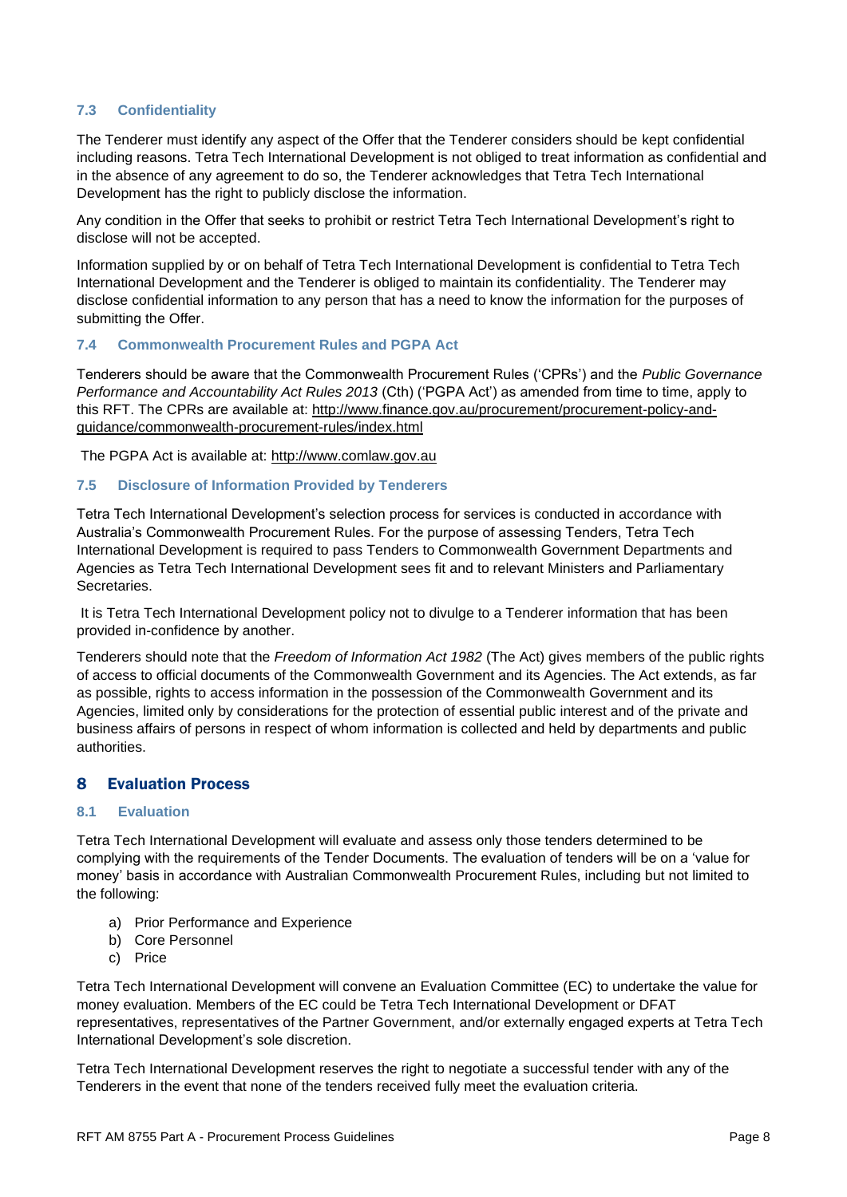### 7.3 Confidentiality

The Tenderer must identify any aspect of the Offer that the Tenderer considers should be kept confidential including reasons. Tetra Tech International Development is not obliged to treat information as confidential and in the absence of any agreement to do so, the Tenderer acknowledges that Tetra Tech International Development has the right to publicly disclose the information.

Any condition in the Offer that seeks to prohibit or restrict Tetra Tech International Development's right to disclose will not be accepted.

Information supplied by or on behalf of Tetra Tech International Development is confidential to Tetra Tech International Development and the Tenderer is obliged to maintain its confidentiality. The Tenderer may disclose confidential information to any person that has a need to know the information for the purposes of submitting the Offer.

### 7.4 Commonwealth Procurement Rules and PGPA Act

Tenderers should be aware that the Commonwealth Procurement Rules ('CPRs') and the *Public Governance Performance and Accountability Act Rules 2013* (Cth) ('PGPA Act') as amended from time to time, apply to this RFT. The CPRs are available at: http://www.finance.gov.au/procurement/procurement-policy-and-guidance/commonwealth-procurement-rules/index.html

The PGPA Act is available at: http://www.comlaw.gov.au

### 7.5 Disclosure of Information Provided by Tenderers

Tetra Tech International Development's selection process for services is conducted in accordance with Australia's Commonwealth Procurement Rules. For the purpose of assessing Tenders, Tetra Tech International Development is required to pass Tenders to Commonwealth Government Departments and Agencies as Tetra Tech International Development sees fit and to relevant Ministers and Parliamentary Secretaries.

It is Tetra Tech International Development policy not to divulge to a Tenderer information that has been provided in-confidence by another.

Tenderers should note that the *Freedom of Information Act 1982* (The Act) gives members of the public rights of access to official documents of the Commonwealth Government and its Agencies. The Act extends, as far as possible, rights to access information in the possession of the Commonwealth Government and its Agencies, limited only by considerations for the protection of essential public interest and of the private and business affairs of persons in respect of whom information is collected and held by departments and public authorities.

## 8 Evaluation Process

### 8.1 Evaluation

Tetra Tech International Development will evaluate and assess only those tenders determined to be complying with the requirements of the Tender Documents. The evaluation of tenders will be on a 'value for money' basis in accordance with Australian Commonwealth Procurement Rules, including but not limited to the following:

a) Prior Performance and Experience
b) Core Personnel
c) Price

Tetra Tech International Development will convene an Evaluation Committee (EC) to undertake the value for money evaluation. Members of the EC could be Tetra Tech International Development or DFAT representatives, representatives of the Partner Government, and/or externally engaged experts at Tetra Tech International Development's sole discretion.

Tetra Tech International Development reserves the right to negotiate a successful tender with any of the Tenderers in the event that none of the tenders received fully meet the evaluation criteria.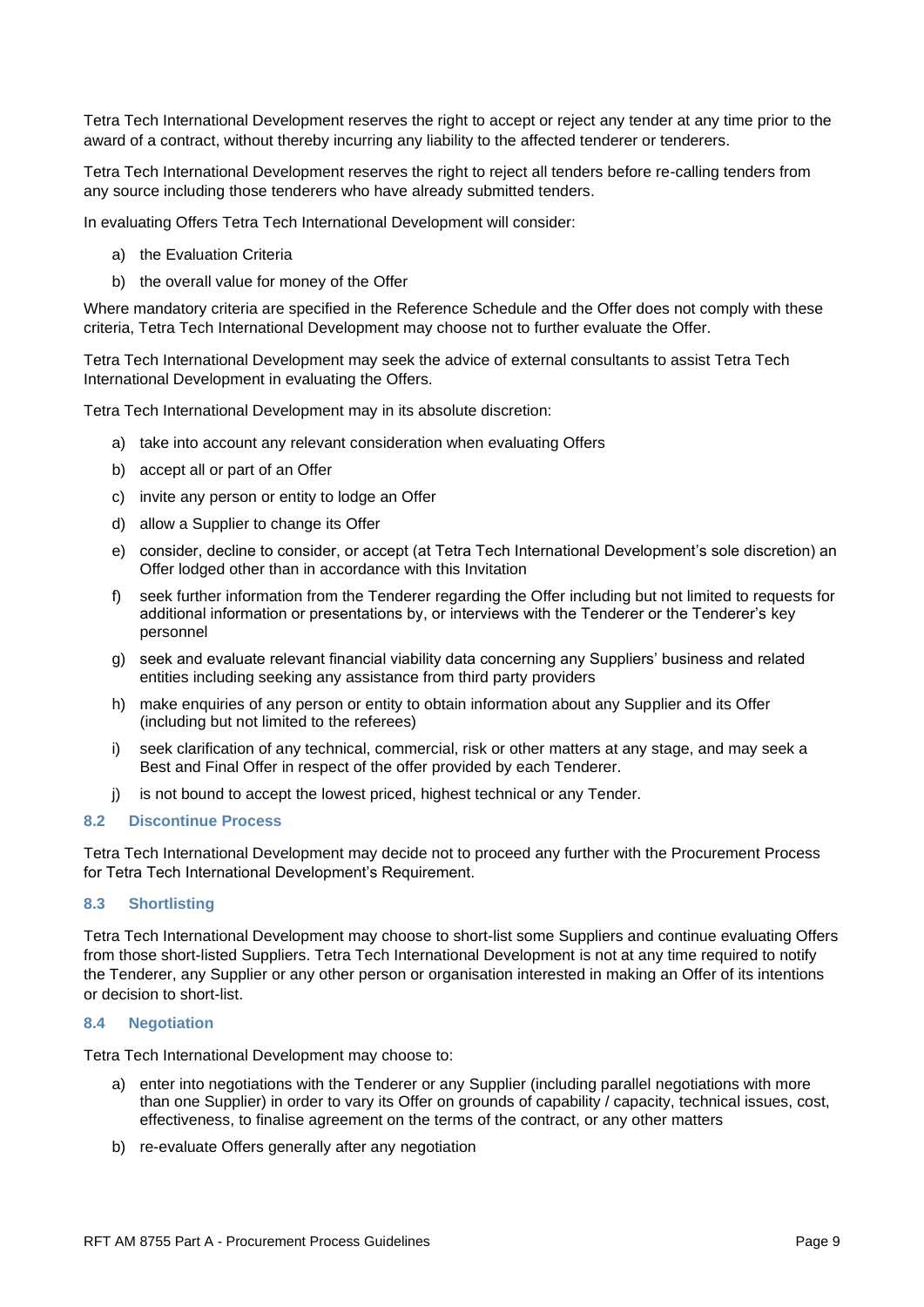Tetra Tech International Development reserves the right to accept or reject any tender at any time prior to the award of a contract, without thereby incurring any liability to the affected tenderer or tenderers.

Tetra Tech International Development reserves the right to reject all tenders before re-calling tenders from any source including those tenderers who have already submitted tenders.

In evaluating Offers Tetra Tech International Development will consider:

a) the Evaluation Criteria
b) the overall value for money of the Offer

Where mandatory criteria are specified in the Reference Schedule and the Offer does not comply with these criteria, Tetra Tech International Development may choose not to further evaluate the Offer.

Tetra Tech International Development may seek the advice of external consultants to assist Tetra Tech International Development in evaluating the Offers.

Tetra Tech International Development may in its absolute discretion:

a) take into account any relevant consideration when evaluating Offers
b) accept all or part of an Offer
c) invite any person or entity to lodge an Offer
d) allow a Supplier to change its Offer
e) consider, decline to consider, or accept (at Tetra Tech International Development's sole discretion) an Offer lodged other than in accordance with this Invitation
f) seek further information from the Tenderer regarding the Offer including but not limited to requests for additional information or presentations by, or interviews with the Tenderer or the Tenderer's key personnel
g) seek and evaluate relevant financial viability data concerning any Suppliers' business and related entities including seeking any assistance from third party providers
h) make enquiries of any person or entity to obtain information about any Supplier and its Offer (including but not limited to the referees)
i) seek clarification of any technical, commercial, risk or other matters at any stage, and may seek a Best and Final Offer in respect of the offer provided by each Tenderer.
j) is not bound to accept the lowest priced, highest technical or any Tender.

### 8.2 Discontinue Process

Tetra Tech International Development may decide not to proceed any further with the Procurement Process for Tetra Tech International Development's Requirement.

### 8.3 Shortlisting

Tetra Tech International Development may choose to short-list some Suppliers and continue evaluating Offers from those short-listed Suppliers. Tetra Tech International Development is not at any time required to notify the Tenderer, any Supplier or any other person or organisation interested in making an Offer of its intentions or decision to short-list.

### 8.4 Negotiation

Tetra Tech International Development may choose to:

a) enter into negotiations with the Tenderer or any Supplier (including parallel negotiations with more than one Supplier) in order to vary its Offer on grounds of capability / capacity, technical issues, cost, effectiveness, to finalise agreement on the terms of the contract, or any other matters
b) re-evaluate Offers generally after any negotiation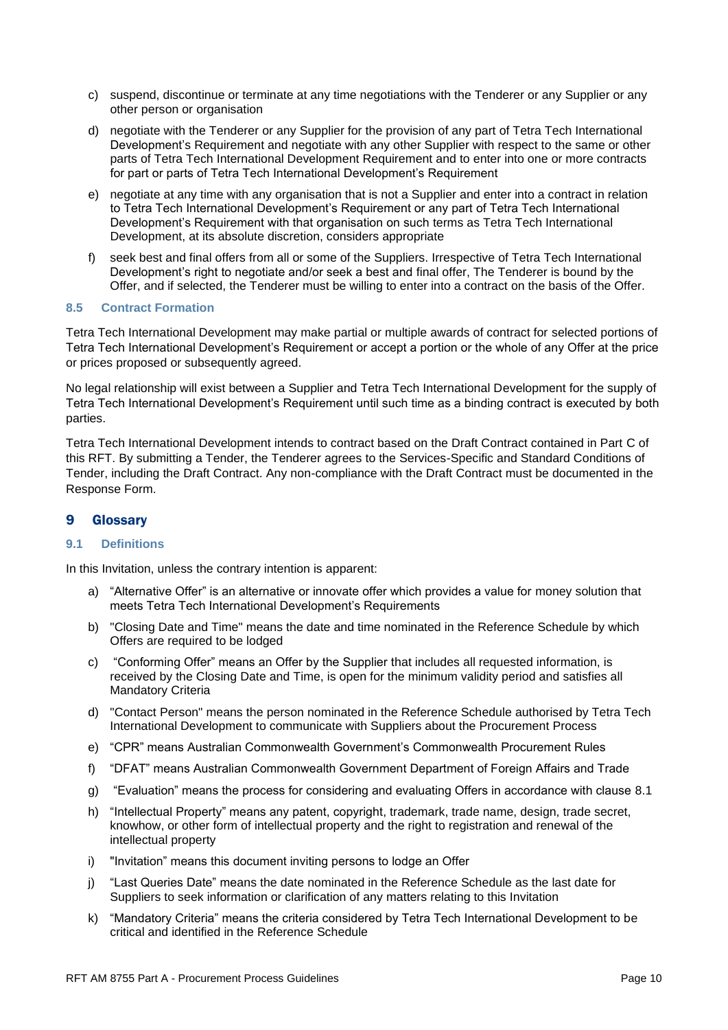c) suspend, discontinue or terminate at any time negotiations with the Tenderer or any Supplier or any other person or organisation

d) negotiate with the Tenderer or any Supplier for the provision of any part of Tetra Tech International Development's Requirement and negotiate with any other Supplier with respect to the same or other parts of Tetra Tech International Development Requirement and to enter into one or more contracts for part or parts of Tetra Tech International Development's Requirement

e) negotiate at any time with any organisation that is not a Supplier and enter into a contract in relation to Tetra Tech International Development's Requirement or any part of Tetra Tech International Development's Requirement with that organisation on such terms as Tetra Tech International Development, at its absolute discretion, considers appropriate

f) seek best and final offers from all or some of the Suppliers. Irrespective of Tetra Tech International Development's right to negotiate and/or seek a best and final offer, The Tenderer is bound by the Offer, and if selected, the Tenderer must be willing to enter into a contract on the basis of the Offer.

### 8.5 Contract Formation

Tetra Tech International Development may make partial or multiple awards of contract for selected portions of Tetra Tech International Development's Requirement or accept a portion or the whole of any Offer at the price or prices proposed or subsequently agreed.

No legal relationship will exist between a Supplier and Tetra Tech International Development for the supply of Tetra Tech International Development's Requirement until such time as a binding contract is executed by both parties.

Tetra Tech International Development intends to contract based on the Draft Contract contained in Part C of this RFT. By submitting a Tender, the Tenderer agrees to the Services-Specific and Standard Conditions of Tender, including the Draft Contract. Any non-compliance with the Draft Contract must be documented in the Response Form.

## 9 Glossary

### 9.1 Definitions

In this Invitation, unless the contrary intention is apparent:

a) "Alternative Offer" is an alternative or innovate offer which provides a value for money solution that meets Tetra Tech International Development's Requirements

b) "Closing Date and Time" means the date and time nominated in the Reference Schedule by which Offers are required to be lodged

c) "Conforming Offer" means an Offer by the Supplier that includes all requested information, is received by the Closing Date and Time, is open for the minimum validity period and satisfies all Mandatory Criteria

d) "Contact Person" means the person nominated in the Reference Schedule authorised by Tetra Tech International Development to communicate with Suppliers about the Procurement Process

e) "CPR" means Australian Commonwealth Government's Commonwealth Procurement Rules

f) "DFAT" means Australian Commonwealth Government Department of Foreign Affairs and Trade

g) "Evaluation" means the process for considering and evaluating Offers in accordance with clause 8.1

h) "Intellectual Property" means any patent, copyright, trademark, trade name, design, trade secret, knowhow, or other form of intellectual property and the right to registration and renewal of the intellectual property

i) "Invitation" means this document inviting persons to lodge an Offer

j) "Last Queries Date" means the date nominated in the Reference Schedule as the last date for Suppliers to seek information or clarification of any matters relating to this Invitation

k) "Mandatory Criteria" means the criteria considered by Tetra Tech International Development to be critical and identified in the Reference Schedule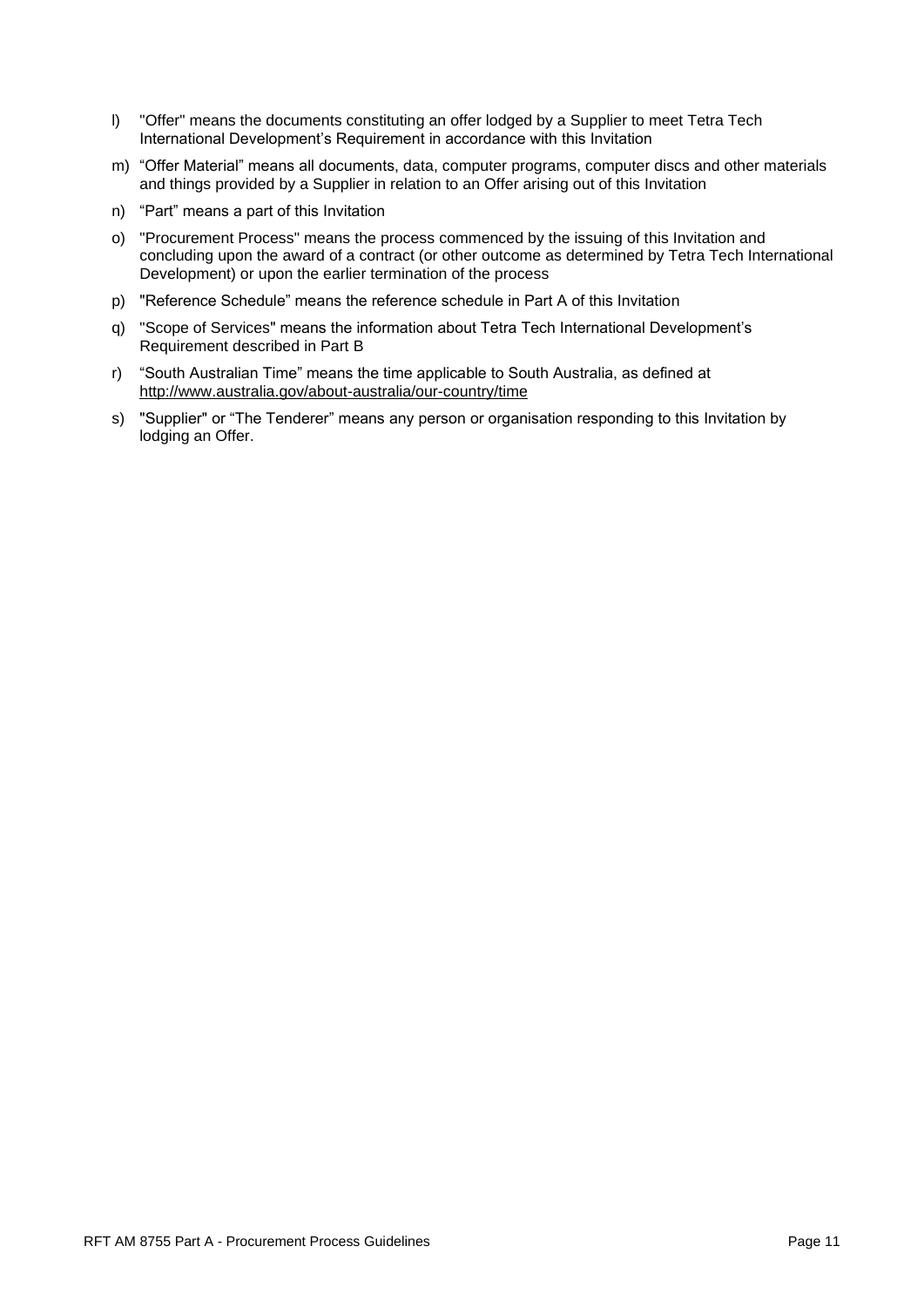l) "Offer" means the documents constituting an offer lodged by a Supplier to meet Tetra Tech International Development's Requirement in accordance with this Invitation

m) "Offer Material" means all documents, data, computer programs, computer discs and other materials and things provided by a Supplier in relation to an Offer arising out of this Invitation

n) "Part" means a part of this Invitation

o) "Procurement Process" means the process commenced by the issuing of this Invitation and concluding upon the award of a contract (or other outcome as determined by Tetra Tech International Development) or upon the earlier termination of the process

p) "Reference Schedule" means the reference schedule in Part A of this Invitation

q) "Scope of Services" means the information about Tetra Tech International Development's Requirement described in Part B

r) "South Australian Time" means the time applicable to South Australia, as defined at http://www.australia.gov/about-australia/our-country/time

s) "Supplier" or "The Tenderer" means any person or organisation responding to this Invitation by lodging an Offer.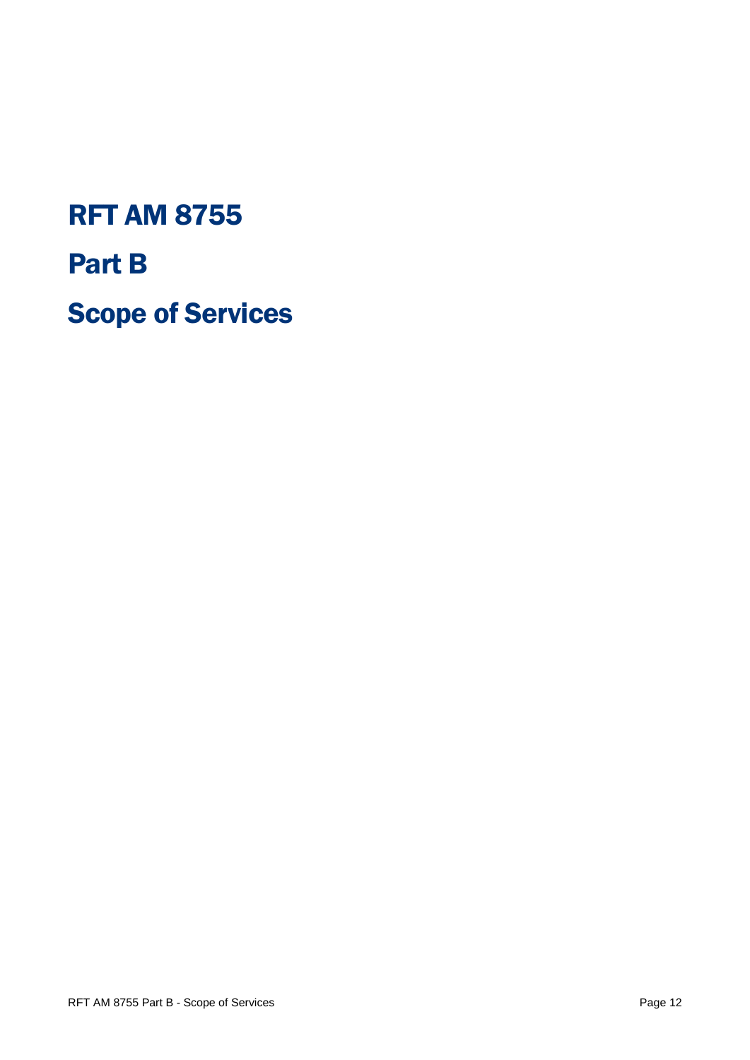# RFT AM 8755

# Part B

# Scope of Services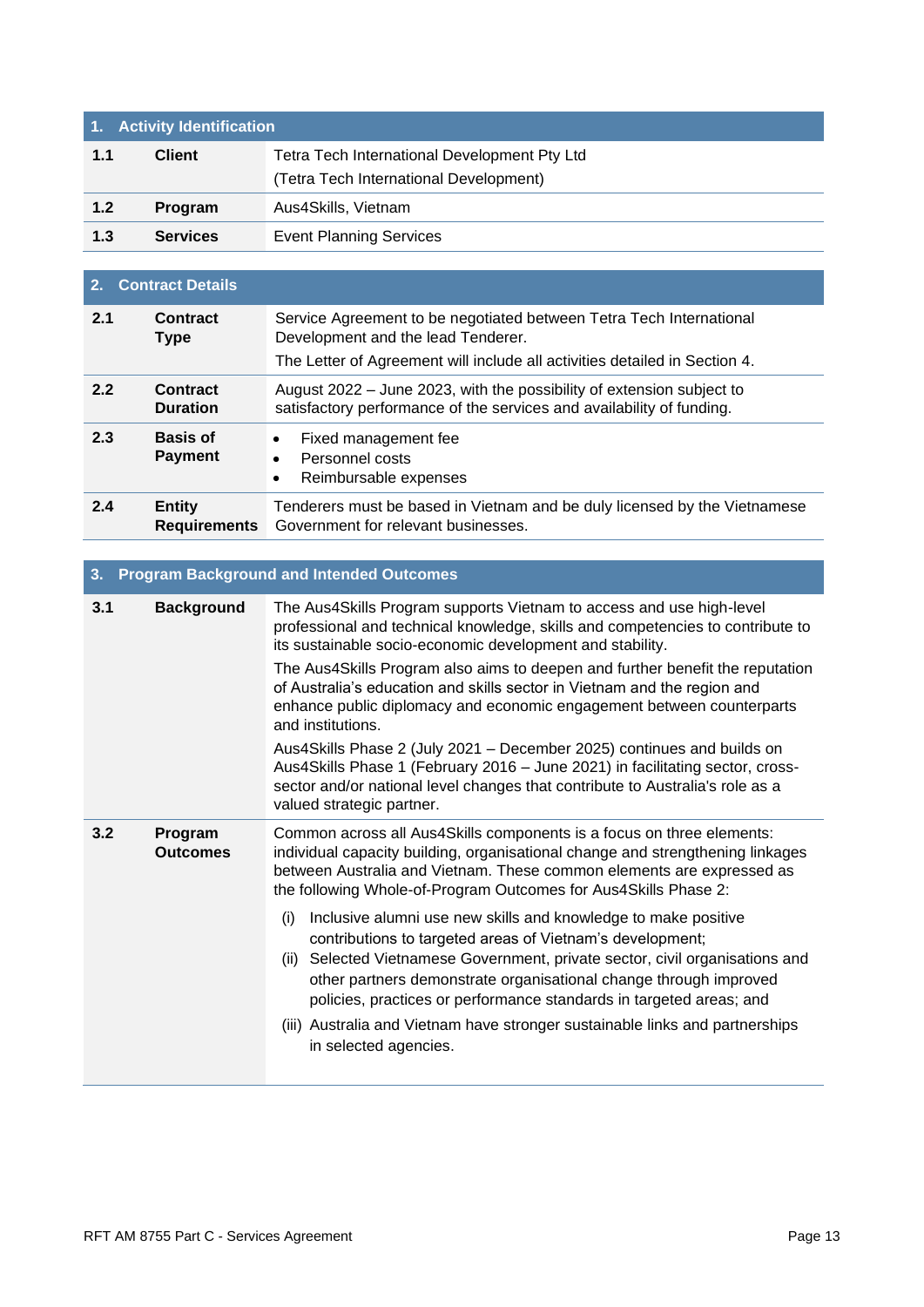| 1. | Activity Identification | |
|---|---|---|
| 1.1 | **Client** | Tetra Tech International Development Pty Ltd<br>(Tetra Tech International Development) |
| 1.2 | **Program** | Aus4Skills, Vietnam |
| 1.3 | **Services** | Event Planning Services |

| 2. | Contract Details | |
|---|---|---|
| 2.1 | **Contract Type** | Service Agreement to be negotiated between Tetra Tech International Development and the lead Tenderer.<br>The Letter of Agreement will include all activities detailed in Section 4. |
| 2.2 | **Contract Duration** | August 2022 – June 2023, with the possibility of extension subject to satisfactory performance of the services and availability of funding. |
| 2.3 | **Basis of Payment** | • Fixed management fee<br>• Personnel costs<br>• Reimbursable expenses |
| 2.4 | **Entity Requirements** | Tenderers must be based in Vietnam and be duly licensed by the Vietnamese Government for relevant businesses. |

| 3. | Program Background and Intended Outcomes | |
|---|---|---|
| 3.1 | **Background** | The Aus4Skills Program supports Vietnam to access and use high-level professional and technical knowledge, skills and competencies to contribute to its sustainable socio-economic development and stability.<br>The Aus4Skills Program also aims to deepen and further benefit the reputation of Australia's education and skills sector in Vietnam and the region and enhance public diplomacy and economic engagement between counterparts and institutions.<br>Aus4Skills Phase 2 (July 2021 – December 2025) continues and builds on Aus4Skills Phase 1 (February 2016 – June 2021) in facilitating sector, cross-sector and/or national level changes that contribute to Australia's role as a valued strategic partner. |
| 3.2 | **Program Outcomes** | Common across all Aus4Skills components is a focus on three elements: individual capacity building, organisational change and strengthening linkages between Australia and Vietnam. These common elements are expressed as the following Whole-of-Program Outcomes for Aus4Skills Phase 2:<br>(i) Inclusive alumni use new skills and knowledge to make positive contributions to targeted areas of Vietnam's development;<br>(ii) Selected Vietnamese Government, private sector, civil organisations and other partners demonstrate organisational change through improved policies, practices or performance standards in targeted areas; and<br>(iii) Australia and Vietnam have stronger sustainable links and partnerships in selected agencies. |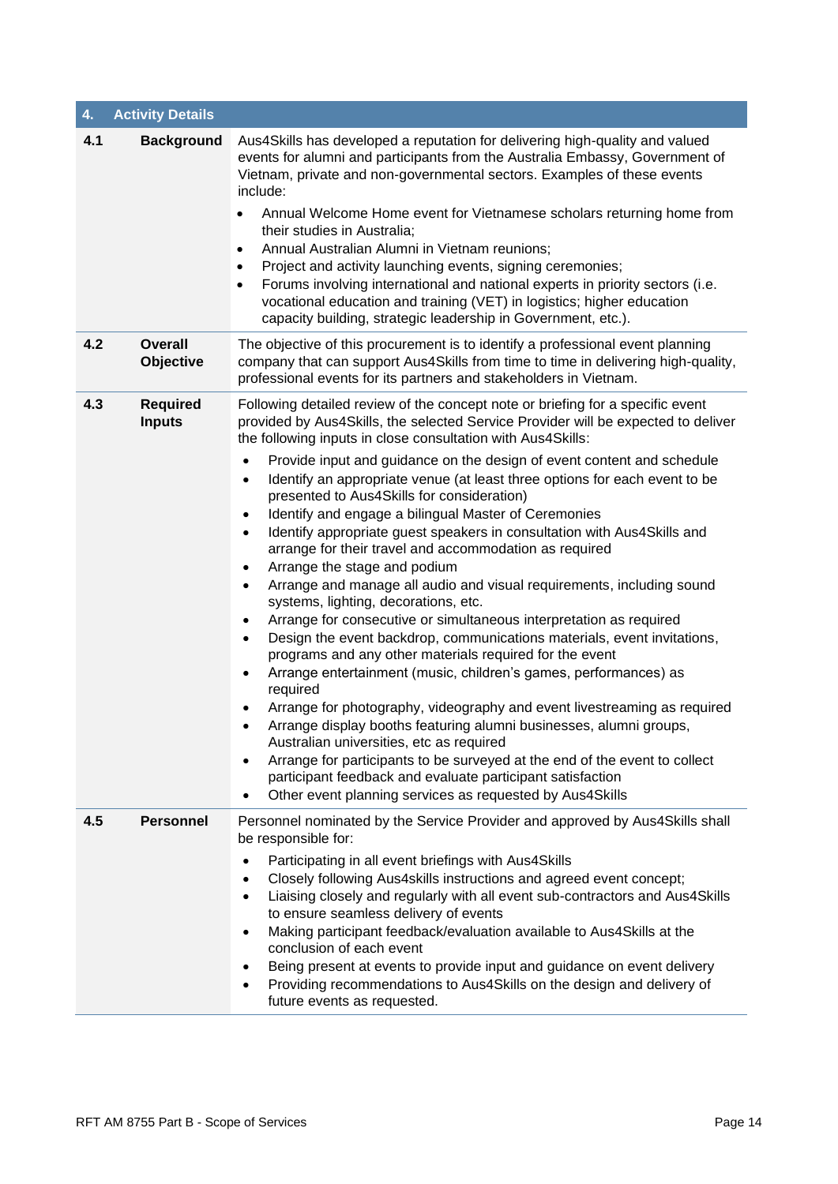| 4. | Activity Details | |
|---|---|---|
| 4.1 | **Background** | Aus4Skills has developed a reputation for delivering high-quality and valued events for alumni and participants from the Australia Embassy, Government of Vietnam, private and non-governmental sectors. Examples of these events include:<br>• Annual Welcome Home event for Vietnamese scholars returning home from their studies in Australia;<br>• Annual Australian Alumni in Vietnam reunions;<br>• Project and activity launching events, signing ceremonies;<br>• Forums involving international and national experts in priority sectors (i.e. vocational education and training (VET) in logistics; higher education capacity building, strategic leadership in Government, etc.). |
| 4.2 | **Overall Objective** | The objective of this procurement is to identify a professional event planning company that can support Aus4Skills from time to time in delivering high-quality, professional events for its partners and stakeholders in Vietnam. |
| 4.3 | **Required Inputs** | Following detailed review of the concept note or briefing for a specific event provided by Aus4Skills, the selected Service Provider will be expected to deliver the following inputs in close consultation with Aus4Skills:<br>• Provide input and guidance on the design of event content and schedule<br>• Identify an appropriate venue (at least three options for each event to be presented to Aus4Skills for consideration)<br>• Identify and engage a bilingual Master of Ceremonies<br>• Identify appropriate guest speakers in consultation with Aus4Skills and arrange for their travel and accommodation as required<br>• Arrange the stage and podium<br>• Arrange and manage all audio and visual requirements, including sound systems, lighting, decorations, etc.<br>• Arrange for consecutive or simultaneous interpretation as required<br>• Design the event backdrop, communications materials, event invitations, programs and any other materials required for the event<br>• Arrange entertainment (music, children's games, performances) as required<br>• Arrange for photography, videography and event livestreaming as required<br>• Arrange display booths featuring alumni businesses, alumni groups, Australian universities, etc as required<br>• Arrange for participants to be surveyed at the end of the event to collect participant feedback and evaluate participant satisfaction<br>• Other event planning services as requested by Aus4Skills |
| 4.5 | **Personnel** | Personnel nominated by the Service Provider and approved by Aus4Skills shall be responsible for:<br>• Participating in all event briefings with Aus4Skills<br>• Closely following Aus4skills instructions and agreed event concept;<br>• Liaising closely and regularly with all event sub-contractors and Aus4Skills to ensure seamless delivery of events<br>• Making participant feedback/evaluation available to Aus4Skills at the conclusion of each event<br>• Being present at events to provide input and guidance on event delivery<br>• Providing recommendations to Aus4Skills on the design and delivery of future events as requested. |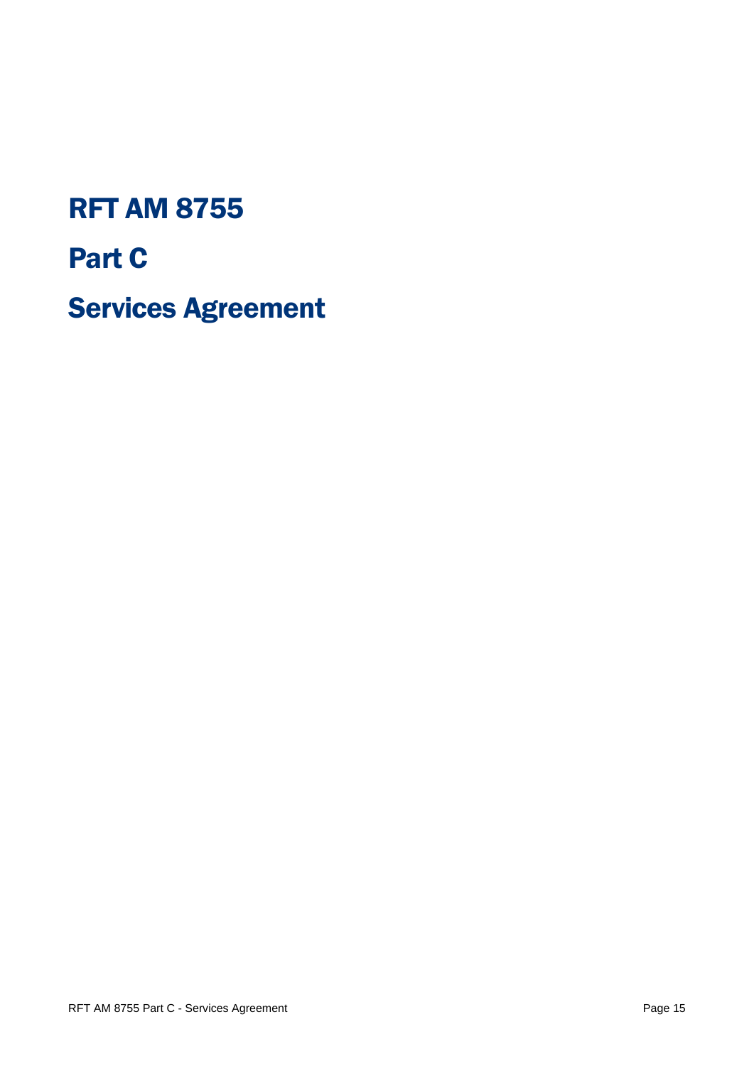# RFT AM 8755

# Part C

# Services Agreement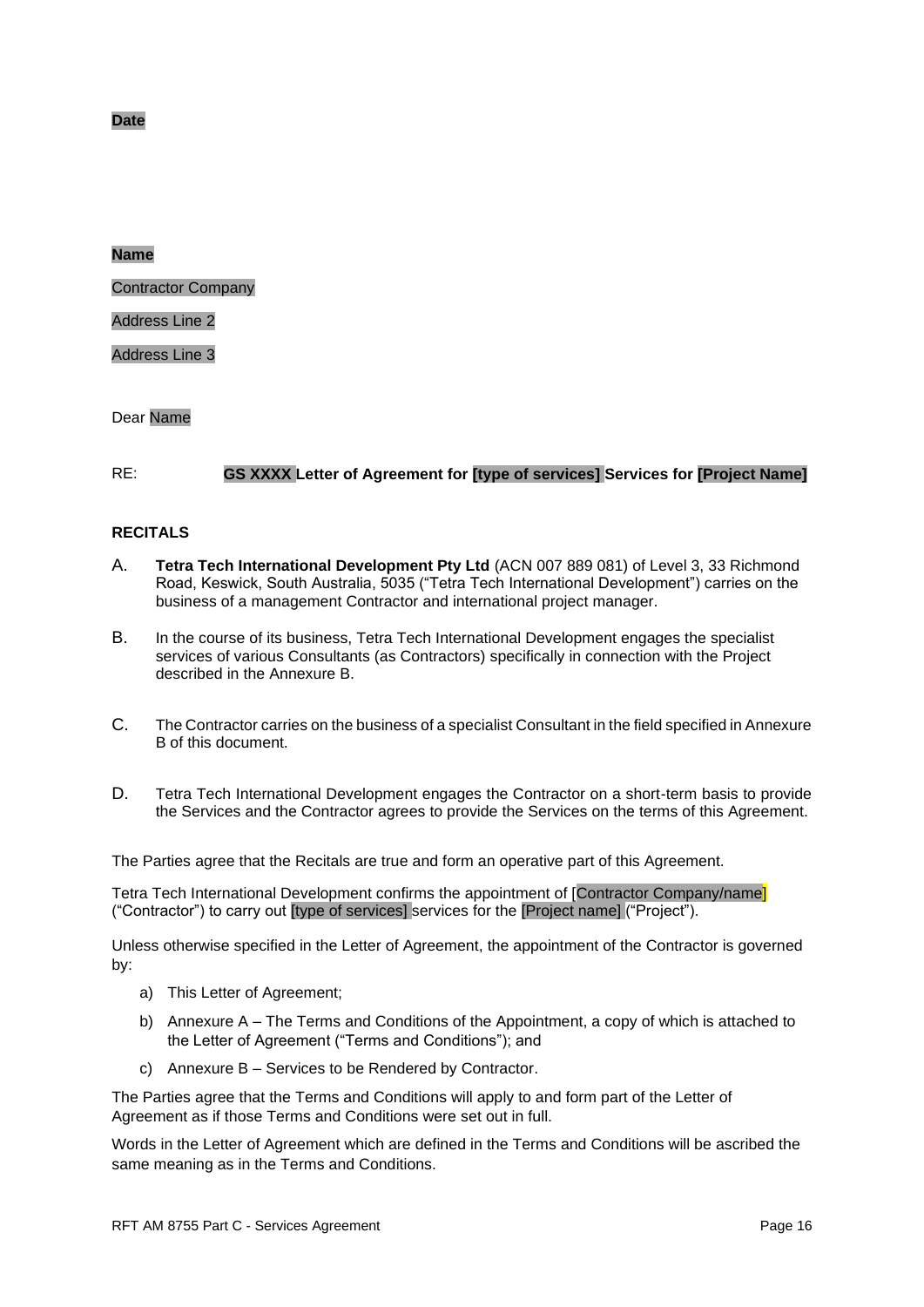**Date**

**Name**

Contractor Company

Address Line 2

Address Line 3

Dear Name

RE: **GS XXXX Letter of Agreement for [type of services] Services for [Project Name]**

**RECITALS**

A. **Tetra Tech International Development Pty Ltd** (ACN 007 889 081) of Level 3, 33 Richmond Road, Keswick, South Australia, 5035 ("Tetra Tech International Development") carries on the business of a management Contractor and international project manager.

B. In the course of its business, Tetra Tech International Development engages the specialist services of various Consultants (as Contractors) specifically in connection with the Project described in the Annexure B.

C. The Contractor carries on the business of a specialist Consultant in the field specified in Annexure B of this document.

D. Tetra Tech International Development engages the Contractor on a short-term basis to provide the Services and the Contractor agrees to provide the Services on the terms of this Agreement.

The Parties agree that the Recitals are true and form an operative part of this Agreement.

Tetra Tech International Development confirms the appointment of [Contractor Company/name] ("Contractor") to carry out [type of services] services for the [Project name] ("Project").

Unless otherwise specified in the Letter of Agreement, the appointment of the Contractor is governed by:

a) This Letter of Agreement;

b) Annexure A – The Terms and Conditions of the Appointment, a copy of which is attached to the Letter of Agreement ("Terms and Conditions"); and

c) Annexure B – Services to be Rendered by Contractor.

The Parties agree that the Terms and Conditions will apply to and form part of the Letter of Agreement as if those Terms and Conditions were set out in full.

Words in the Letter of Agreement which are defined in the Terms and Conditions will be ascribed the same meaning as in the Terms and Conditions.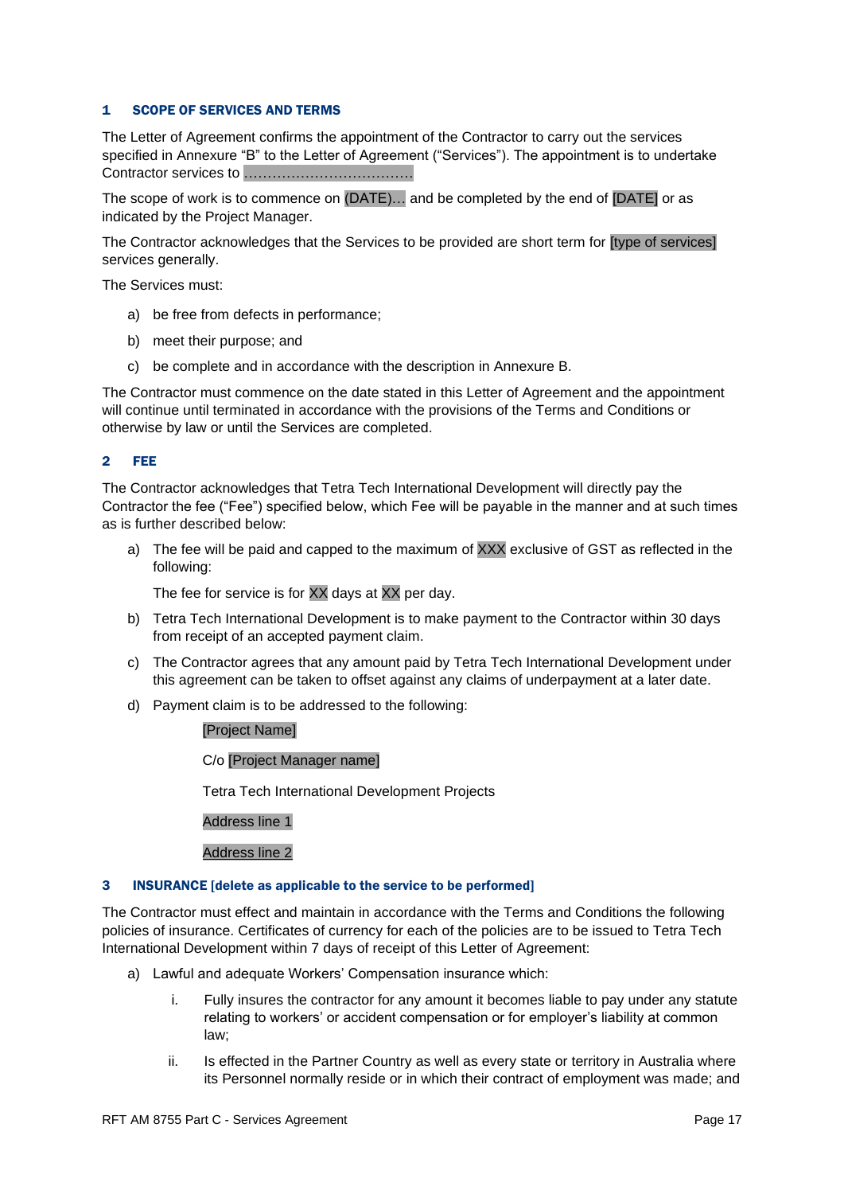## 1 SCOPE OF SERVICES AND TERMS

The Letter of Agreement confirms the appointment of the Contractor to carry out the services specified in Annexure "B" to the Letter of Agreement ("Services"). The appointment is to undertake Contractor services to ………………………………

The scope of work is to commence on (DATE)… and be completed by the end of [DATE] or as indicated by the Project Manager.

The Contractor acknowledges that the Services to be provided are short term for [type of services] services generally.

The Services must:

a) be free from defects in performance;

b) meet their purpose; and

c) be complete and in accordance with the description in Annexure B.

The Contractor must commence on the date stated in this Letter of Agreement and the appointment will continue until terminated in accordance with the provisions of the Terms and Conditions or otherwise by law or until the Services are completed.

## 2 FEE

The Contractor acknowledges that Tetra Tech International Development will directly pay the Contractor the fee ("Fee") specified below, which Fee will be payable in the manner and at such times as is further described below:

a) The fee will be paid and capped to the maximum of XXX exclusive of GST as reflected in the following:

   The fee for service is for XX days at XX per day.

b) Tetra Tech International Development is to make payment to the Contractor within 30 days from receipt of an accepted payment claim.

c) The Contractor agrees that any amount paid by Tetra Tech International Development under this agreement can be taken to offset against any claims of underpayment at a later date.

d) Payment claim is to be addressed to the following:

   [Project Name]

   C/o [Project Manager name]

   Tetra Tech International Development Projects

   Address line 1

   Address line 2

## 3 INSURANCE [delete as applicable to the service to be performed]

The Contractor must effect and maintain in accordance with the Terms and Conditions the following policies of insurance. Certificates of currency for each of the policies are to be issued to Tetra Tech International Development within 7 days of receipt of this Letter of Agreement:

a) Lawful and adequate Workers' Compensation insurance which:

   i. Fully insures the contractor for any amount it becomes liable to pay under any statute relating to workers' or accident compensation or for employer's liability at common law;

   ii. Is effected in the Partner Country as well as every state or territory in Australia where its Personnel normally reside or in which their contract of employment was made; and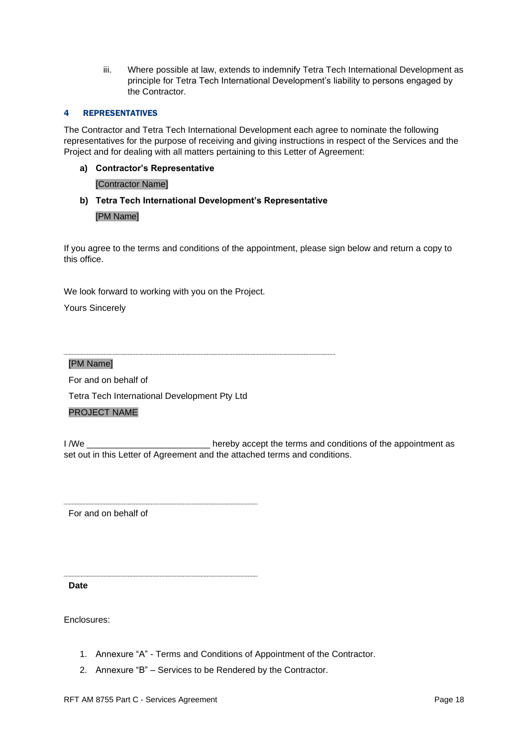iii. Where possible at law, extends to indemnify Tetra Tech International Development as principle for Tetra Tech International Development's liability to persons engaged by the Contractor.

## 4 REPRESENTATIVES

The Contractor and Tetra Tech International Development each agree to nominate the following representatives for the purpose of receiving and giving instructions in respect of the Services and the Project and for dealing with all matters pertaining to this Letter of Agreement:

**a) Contractor's Representative**

[Contractor Name]

**b) Tetra Tech International Development's Representative**

[PM Name]

If you agree to the terms and conditions of the appointment, please sign below and return a copy to this office.

We look forward to working with you on the Project.

Yours Sincerely

..............................................................................................

[PM Name]

For and on behalf of

Tetra Tech International Development Pty Ltd

PROJECT NAME

I /We _________________________ hereby accept the terms and conditions of the appointment as set out in this Letter of Agreement and the attached terms and conditions.

..............................................................................................

For and on behalf of

..............................................................................................

**Date**

Enclosures:

1. Annexure "A" - Terms and Conditions of Appointment of the Contractor.
2. Annexure "B" – Services to be Rendered by the Contractor.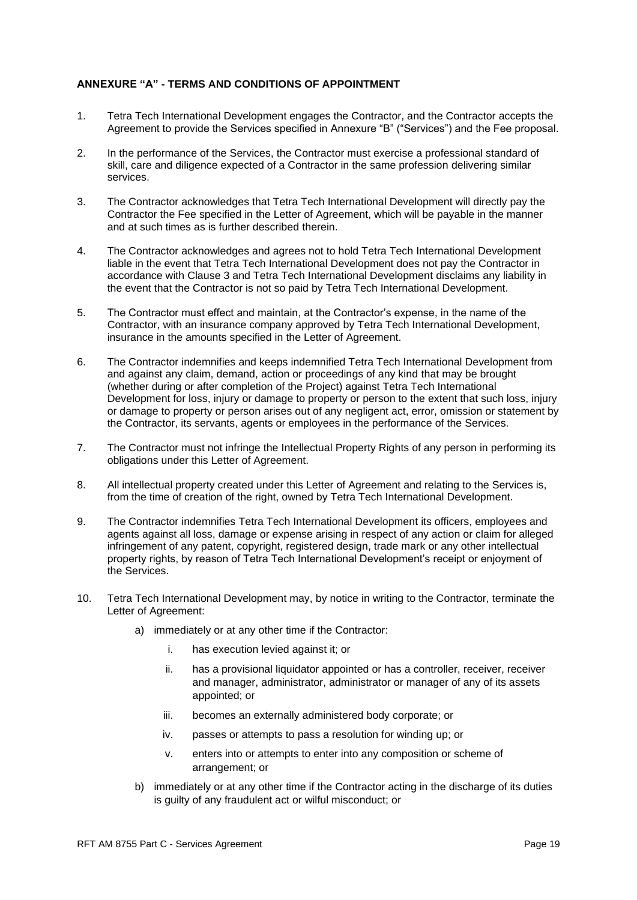**ANNEXURE "A" - TERMS AND CONDITIONS OF APPOINTMENT**

1. Tetra Tech International Development engages the Contractor, and the Contractor accepts the Agreement to provide the Services specified in Annexure "B" ("Services") and the Fee proposal.

2. In the performance of the Services, the Contractor must exercise a professional standard of skill, care and diligence expected of a Contractor in the same profession delivering similar services.

3. The Contractor acknowledges that Tetra Tech International Development will directly pay the Contractor the Fee specified in the Letter of Agreement, which will be payable in the manner and at such times as is further described therein.

4. The Contractor acknowledges and agrees not to hold Tetra Tech International Development liable in the event that Tetra Tech International Development does not pay the Contractor in accordance with Clause 3 and Tetra Tech International Development disclaims any liability in the event that the Contractor is not so paid by Tetra Tech International Development.

5. The Contractor must effect and maintain, at the Contractor's expense, in the name of the Contractor, with an insurance company approved by Tetra Tech International Development, insurance in the amounts specified in the Letter of Agreement.

6. The Contractor indemnifies and keeps indemnified Tetra Tech International Development from and against any claim, demand, action or proceedings of any kind that may be brought (whether during or after completion of the Project) against Tetra Tech International Development for loss, injury or damage to property or person to the extent that such loss, injury or damage to property or person arises out of any negligent act, error, omission or statement by the Contractor, its servants, agents or employees in the performance of the Services.

7. The Contractor must not infringe the Intellectual Property Rights of any person in performing its obligations under this Letter of Agreement.

8. All intellectual property created under this Letter of Agreement and relating to the Services is, from the time of creation of the right, owned by Tetra Tech International Development.

9. The Contractor indemnifies Tetra Tech International Development its officers, employees and agents against all loss, damage or expense arising in respect of any action or claim for alleged infringement of any patent, copyright, registered design, trade mark or any other intellectual property rights, by reason of Tetra Tech International Development's receipt or enjoyment of the Services.

10. Tetra Tech International Development may, by notice in writing to the Contractor, terminate the Letter of Agreement:

    a) immediately or at any other time if the Contractor:

        i. has execution levied against it; or

        ii. has a provisional liquidator appointed or has a controller, receiver, receiver and manager, administrator, administrator or manager of any of its assets appointed; or

        iii. becomes an externally administered body corporate; or

        iv. passes or attempts to pass a resolution for winding up; or

        v. enters into or attempts to enter into any composition or scheme of arrangement; or

    b) immediately or at any other time if the Contractor acting in the discharge of its duties is guilty of any fraudulent act or wilful misconduct; or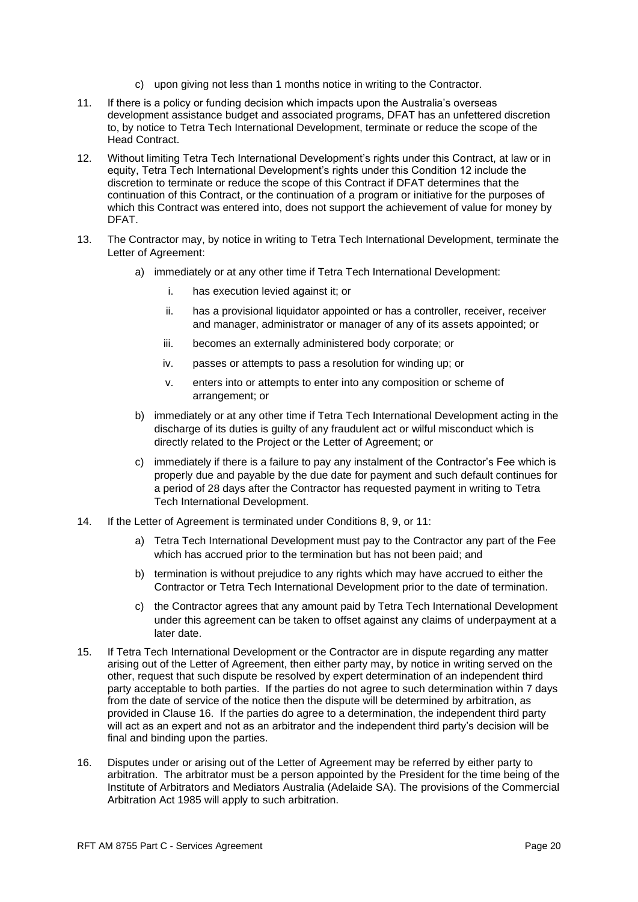c) upon giving not less than 1 months notice in writing to the Contractor.

11. If there is a policy or funding decision which impacts upon the Australia's overseas development assistance budget and associated programs, DFAT has an unfettered discretion to, by notice to Tetra Tech International Development, terminate or reduce the scope of the Head Contract.

12. Without limiting Tetra Tech International Development's rights under this Contract, at law or in equity, Tetra Tech International Development's rights under this Condition 12 include the discretion to terminate or reduce the scope of this Contract if DFAT determines that the continuation of this Contract, or the continuation of a program or initiative for the purposes of which this Contract was entered into, does not support the achievement of value for money by DFAT.

13. The Contractor may, by notice in writing to Tetra Tech International Development, terminate the Letter of Agreement:

    a) immediately or at any other time if Tetra Tech International Development:

        i. has execution levied against it; or

        ii. has a provisional liquidator appointed or has a controller, receiver, receiver and manager, administrator or manager of any of its assets appointed; or

        iii. becomes an externally administered body corporate; or

        iv. passes or attempts to pass a resolution for winding up; or

        v. enters into or attempts to enter into any composition or scheme of arrangement; or

    b) immediately or at any other time if Tetra Tech International Development acting in the discharge of its duties is guilty of any fraudulent act or wilful misconduct which is directly related to the Project or the Letter of Agreement; or

    c) immediately if there is a failure to pay any instalment of the Contractor's Fee which is properly due and payable by the due date for payment and such default continues for a period of 28 days after the Contractor has requested payment in writing to Tetra Tech International Development.

14. If the Letter of Agreement is terminated under Conditions 8, 9, or 11:

    a) Tetra Tech International Development must pay to the Contractor any part of the Fee which has accrued prior to the termination but has not been paid; and

    b) termination is without prejudice to any rights which may have accrued to either the Contractor or Tetra Tech International Development prior to the date of termination.

    c) the Contractor agrees that any amount paid by Tetra Tech International Development under this agreement can be taken to offset against any claims of underpayment at a later date.

15. If Tetra Tech International Development or the Contractor are in dispute regarding any matter arising out of the Letter of Agreement, then either party may, by notice in writing served on the other, request that such dispute be resolved by expert determination of an independent third party acceptable to both parties. If the parties do not agree to such determination within 7 days from the date of service of the notice then the dispute will be determined by arbitration, as provided in Clause 16. If the parties do agree to a determination, the independent third party will act as an expert and not as an arbitrator and the independent third party's decision will be final and binding upon the parties.

16. Disputes under or arising out of the Letter of Agreement may be referred by either party to arbitration. The arbitrator must be a person appointed by the President for the time being of the Institute of Arbitrators and Mediators Australia (Adelaide SA). The provisions of the Commercial Arbitration Act 1985 will apply to such arbitration.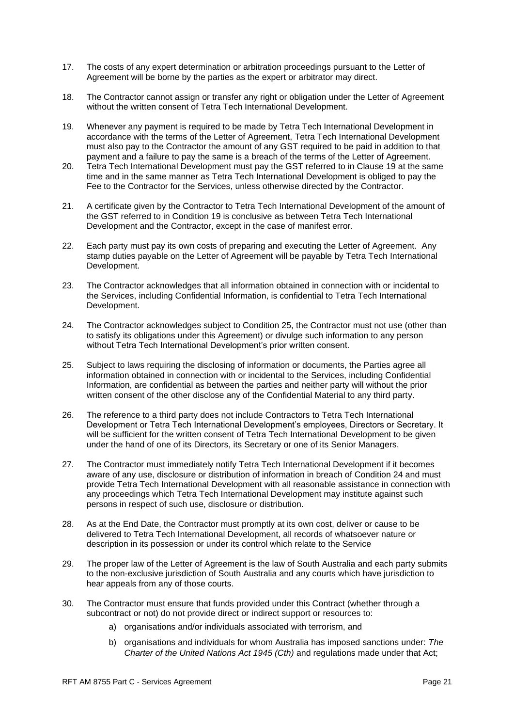17. The costs of any expert determination or arbitration proceedings pursuant to the Letter of Agreement will be borne by the parties as the expert or arbitrator may direct.

18. The Contractor cannot assign or transfer any right or obligation under the Letter of Agreement without the written consent of Tetra Tech International Development.

19. Whenever any payment is required to be made by Tetra Tech International Development in accordance with the terms of the Letter of Agreement, Tetra Tech International Development must also pay to the Contractor the amount of any GST required to be paid in addition to that payment and a failure to pay the same is a breach of the terms of the Letter of Agreement.

20. Tetra Tech International Development must pay the GST referred to in Clause 19 at the same time and in the same manner as Tetra Tech International Development is obliged to pay the Fee to the Contractor for the Services, unless otherwise directed by the Contractor.

21. A certificate given by the Contractor to Tetra Tech International Development of the amount of the GST referred to in Condition 19 is conclusive as between Tetra Tech International Development and the Contractor, except in the case of manifest error.

22. Each party must pay its own costs of preparing and executing the Letter of Agreement. Any stamp duties payable on the Letter of Agreement will be payable by Tetra Tech International Development.

23. The Contractor acknowledges that all information obtained in connection with or incidental to the Services, including Confidential Information, is confidential to Tetra Tech International Development.

24. The Contractor acknowledges subject to Condition 25, the Contractor must not use (other than to satisfy its obligations under this Agreement) or divulge such information to any person without Tetra Tech International Development's prior written consent.

25. Subject to laws requiring the disclosing of information or documents, the Parties agree all information obtained in connection with or incidental to the Services, including Confidential Information, are confidential as between the parties and neither party will without the prior written consent of the other disclose any of the Confidential Material to any third party.

26. The reference to a third party does not include Contractors to Tetra Tech International Development or Tetra Tech International Development's employees, Directors or Secretary. It will be sufficient for the written consent of Tetra Tech International Development to be given under the hand of one of its Directors, its Secretary or one of its Senior Managers.

27. The Contractor must immediately notify Tetra Tech International Development if it becomes aware of any use, disclosure or distribution of information in breach of Condition 24 and must provide Tetra Tech International Development with all reasonable assistance in connection with any proceedings which Tetra Tech International Development may institute against such persons in respect of such use, disclosure or distribution.

28. As at the End Date, the Contractor must promptly at its own cost, deliver or cause to be delivered to Tetra Tech International Development, all records of whatsoever nature or description in its possession or under its control which relate to the Service

29. The proper law of the Letter of Agreement is the law of South Australia and each party submits to the non-exclusive jurisdiction of South Australia and any courts which have jurisdiction to hear appeals from any of those courts.

30. The Contractor must ensure that funds provided under this Contract (whether through a subcontract or not) do not provide direct or indirect support or resources to:
    a) organisations and/or individuals associated with terrorism, and
    b) organisations and individuals for whom Australia has imposed sanctions under: *The Charter of the United Nations Act 1945 (Cth)* and regulations made under that Act;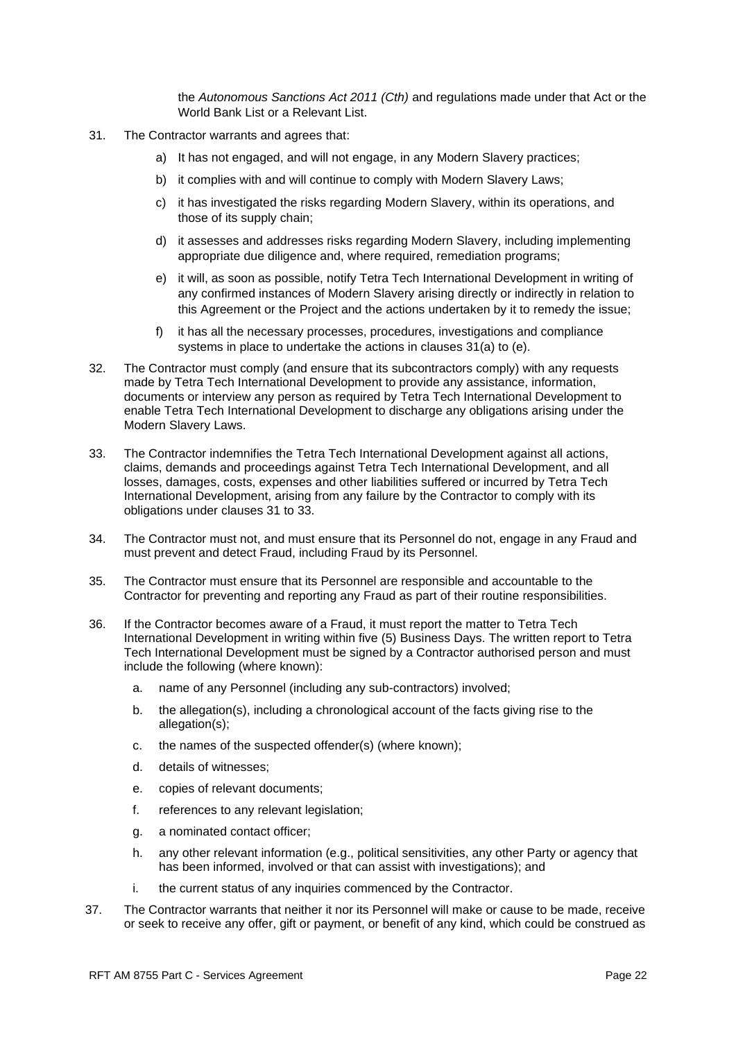the *Autonomous Sanctions Act 2011 (Cth)* and regulations made under that Act or the World Bank List or a Relevant List.

31. The Contractor warrants and agrees that:

    a) It has not engaged, and will not engage, in any Modern Slavery practices;

    b) it complies with and will continue to comply with Modern Slavery Laws;

    c) it has investigated the risks regarding Modern Slavery, within its operations, and those of its supply chain;

    d) it assesses and addresses risks regarding Modern Slavery, including implementing appropriate due diligence and, where required, remediation programs;

    e) it will, as soon as possible, notify Tetra Tech International Development in writing of any confirmed instances of Modern Slavery arising directly or indirectly in relation to this Agreement or the Project and the actions undertaken by it to remedy the issue;

    f) it has all the necessary processes, procedures, investigations and compliance systems in place to undertake the actions in clauses 31(a) to (e).

32. The Contractor must comply (and ensure that its subcontractors comply) with any requests made by Tetra Tech International Development to provide any assistance, information, documents or interview any person as required by Tetra Tech International Development to enable Tetra Tech International Development to discharge any obligations arising under the Modern Slavery Laws.

33. The Contractor indemnifies the Tetra Tech International Development against all actions, claims, demands and proceedings against Tetra Tech International Development, and all losses, damages, costs, expenses and other liabilities suffered or incurred by Tetra Tech International Development, arising from any failure by the Contractor to comply with its obligations under clauses 31 to 33.

34. The Contractor must not, and must ensure that its Personnel do not, engage in any Fraud and must prevent and detect Fraud, including Fraud by its Personnel.

35. The Contractor must ensure that its Personnel are responsible and accountable to the Contractor for preventing and reporting any Fraud as part of their routine responsibilities.

36. If the Contractor becomes aware of a Fraud, it must report the matter to Tetra Tech International Development in writing within five (5) Business Days. The written report to Tetra Tech International Development must be signed by a Contractor authorised person and must include the following (where known):

    a. name of any Personnel (including any sub-contractors) involved;

    b. the allegation(s), including a chronological account of the facts giving rise to the allegation(s);

    c. the names of the suspected offender(s) (where known);

    d. details of witnesses;

    e. copies of relevant documents;

    f. references to any relevant legislation;

    g. a nominated contact officer;

    h. any other relevant information (e.g., political sensitivities, any other Party or agency that has been informed, involved or that can assist with investigations); and

    i. the current status of any inquiries commenced by the Contractor.

37. The Contractor warrants that neither it nor its Personnel will make or cause to be made, receive or seek to receive any offer, gift or payment, or benefit of any kind, which could be construed as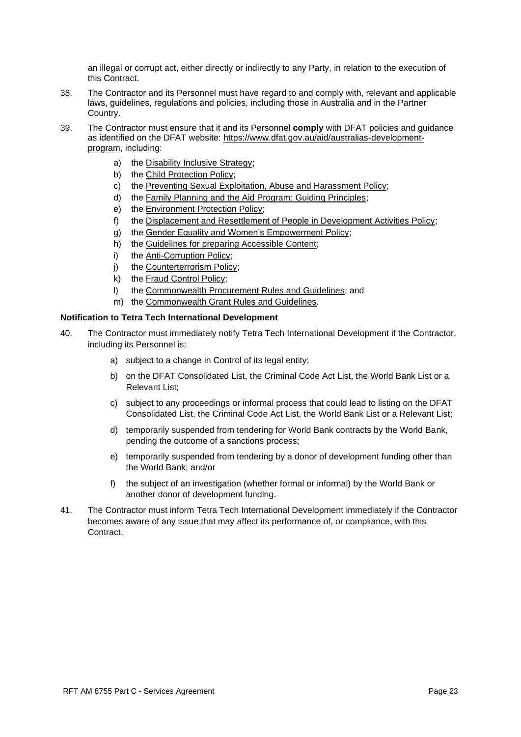an illegal or corrupt act, either directly or indirectly to any Party, in relation to the execution of this Contract.

38. The Contractor and its Personnel must have regard to and comply with, relevant and applicable laws, guidelines, regulations and policies, including those in Australia and in the Partner Country.

39. The Contractor must ensure that it and its Personnel **comply** with DFAT policies and guidance as identified on the DFAT website: https://www.dfat.gov.au/aid/australias-development-program, including:

    a) the Disability Inclusive Strategy;
    b) the Child Protection Policy;
    c) the Preventing Sexual Exploitation, Abuse and Harassment Policy;
    d) the Family Planning and the Aid Program: Guiding Principles;
    e) the Environment Protection Policy;
    f) the Displacement and Resettlement of People in Development Activities Policy;
    g) the Gender Equality and Women's Empowerment Policy;
    h) the Guidelines for preparing Accessible Content;
    i) the Anti-Corruption Policy;
    j) the Counterterrorism Policy;
    k) the Fraud Control Policy;
    l) the Commonwealth Procurement Rules and Guidelines; and
    m) the Commonwealth Grant Rules and Guidelines.

**Notification to Tetra Tech International Development**

40. The Contractor must immediately notify Tetra Tech International Development if the Contractor, including its Personnel is:

    a) subject to a change in Control of its legal entity;

    b) on the DFAT Consolidated List, the Criminal Code Act List, the World Bank List or a Relevant List;

    c) subject to any proceedings or informal process that could lead to listing on the DFAT Consolidated List, the Criminal Code Act List, the World Bank List or a Relevant List;

    d) temporarily suspended from tendering for World Bank contracts by the World Bank, pending the outcome of a sanctions process;

    e) temporarily suspended from tendering by a donor of development funding other than the World Bank; and/or

    f) the subject of an investigation (whether formal or informal) by the World Bank or another donor of development funding.

41. The Contractor must inform Tetra Tech International Development immediately if the Contractor becomes aware of any issue that may affect its performance of, or compliance, with this Contract.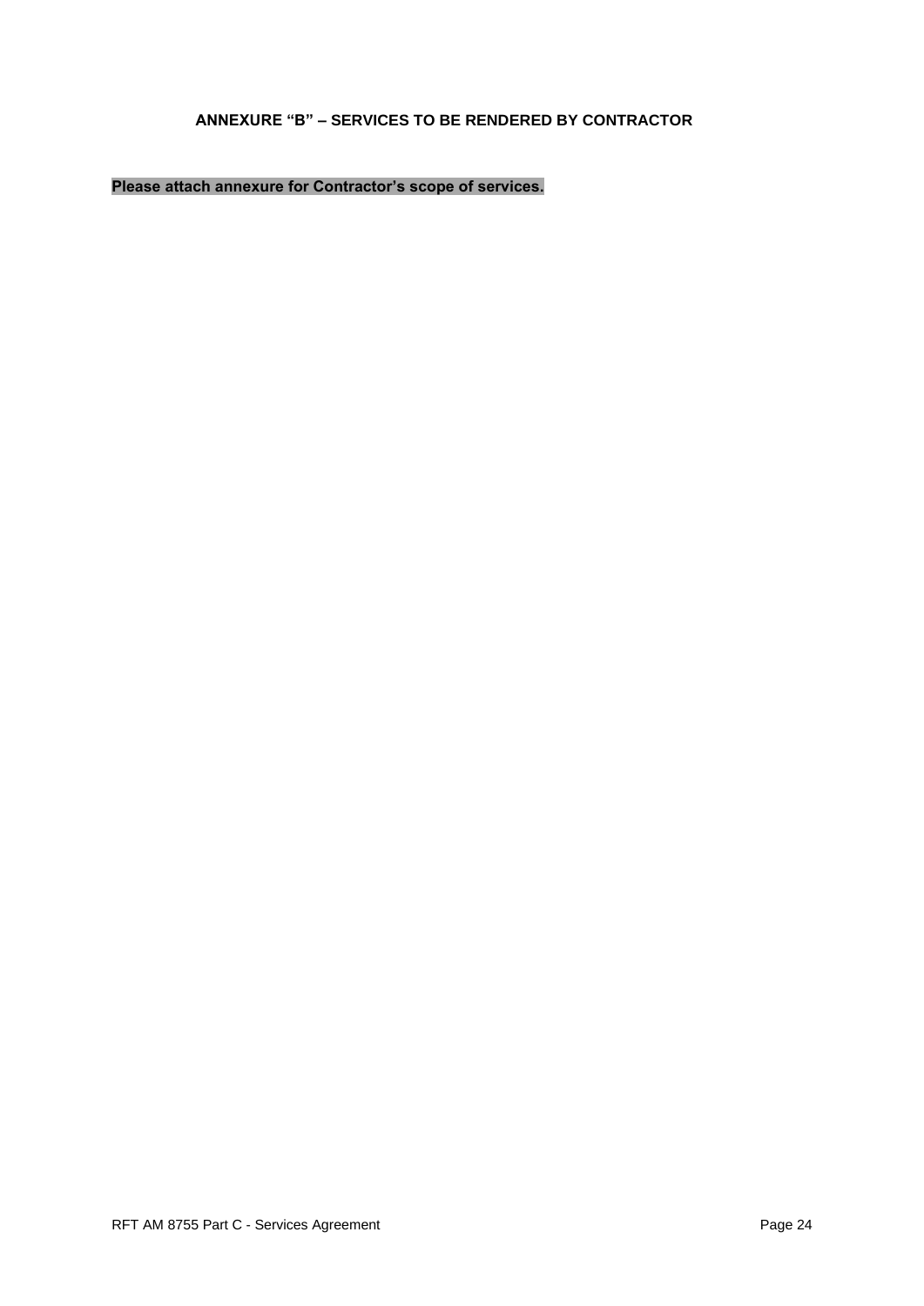## ANNEXURE "B" – SERVICES TO BE RENDERED BY CONTRACTOR

**Please attach annexure for Contractor's scope of services.**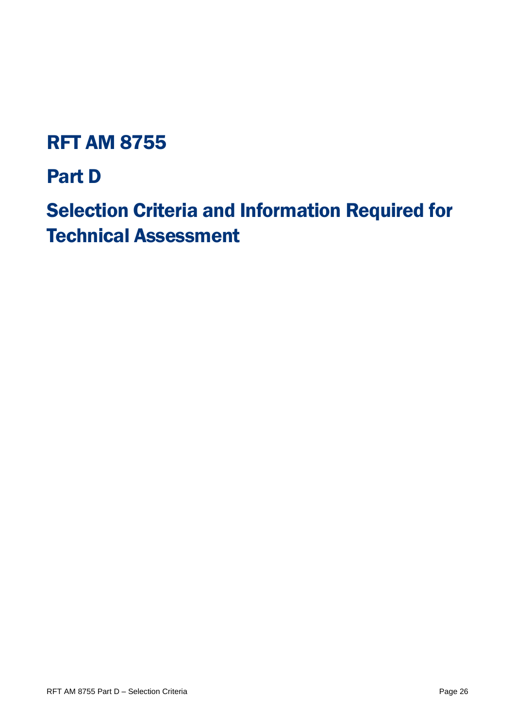# RFT AM 8755

# Part D

# Selection Criteria and Information Required for Technical Assessment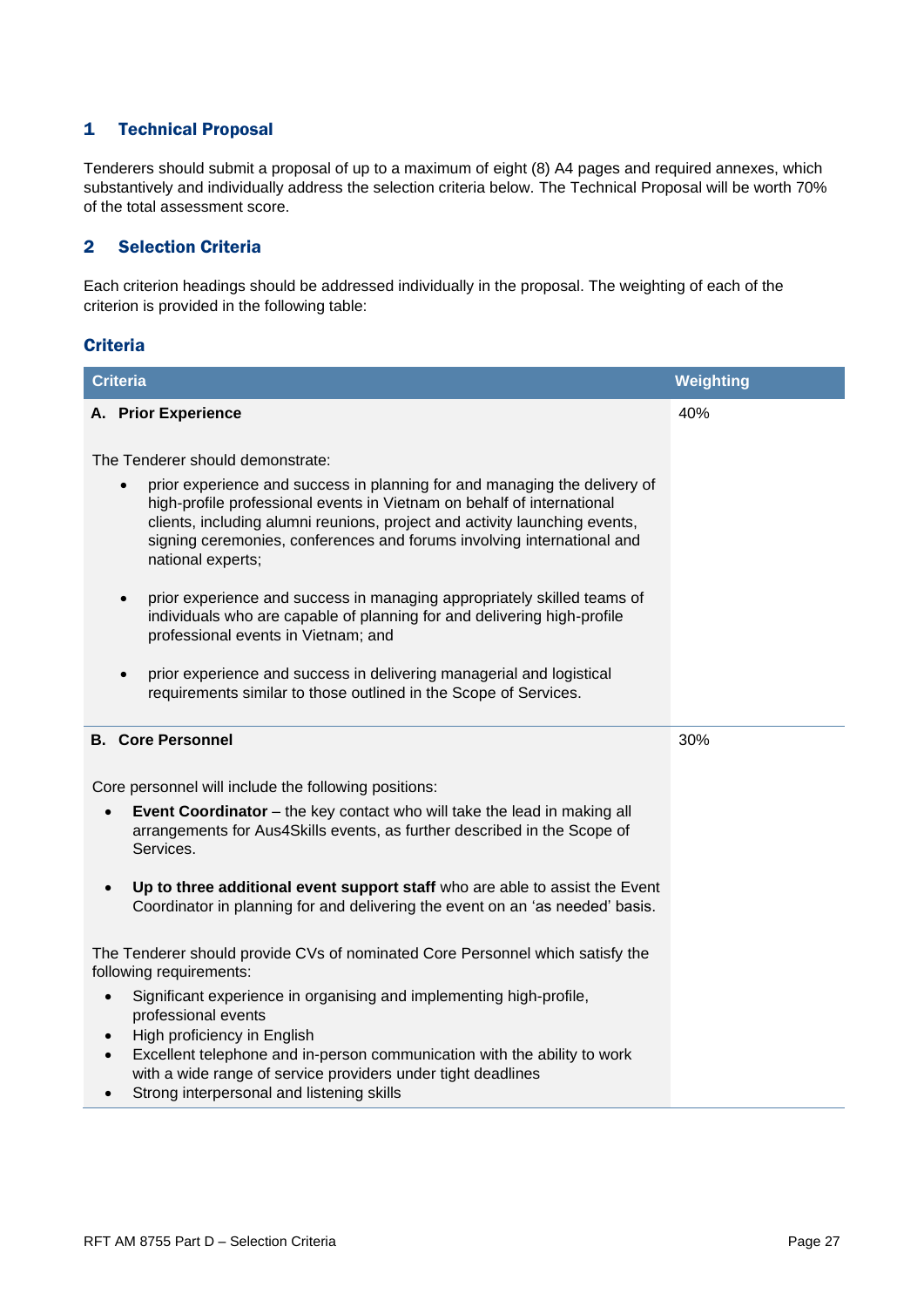## 1 Technical Proposal

Tenderers should submit a proposal of up to a maximum of eight (8) A4 pages and required annexes, which substantively and individually address the selection criteria below. The Technical Proposal will be worth 70% of the total assessment score.

## 2 Selection Criteria

Each criterion headings should be addressed individually in the proposal. The weighting of each of the criterion is provided in the following table:

### Criteria

| Criteria | Weighting |
|---|---|
| **A. Prior Experience**<br><br>The Tenderer should demonstrate:<br>• prior experience and success in planning for and managing the delivery of high-profile professional events in Vietnam on behalf of international clients, including alumni reunions, project and activity launching events, signing ceremonies, conferences and forums involving international and national experts;<br>• prior experience and success in managing appropriately skilled teams of individuals who are capable of planning for and delivering high-profile professional events in Vietnam; and<br>• prior experience and success in delivering managerial and logistical requirements similar to those outlined in the Scope of Services. | 40% |
| **B. Core Personnel**<br><br>Core personnel will include the following positions:<br>• **Event Coordinator** – the key contact who will take the lead in making all arrangements for Aus4Skills events, as further described in the Scope of Services.<br>• **Up to three additional event support staff** who are able to assist the Event Coordinator in planning for and delivering the event on an 'as needed' basis.<br><br>The Tenderer should provide CVs of nominated Core Personnel which satisfy the following requirements:<br>• Significant experience in organising and implementing high-profile, professional events<br>• High proficiency in English<br>• Excellent telephone and in-person communication with the ability to work with a wide range of service providers under tight deadlines<br>• Strong interpersonal and listening skills | 30% |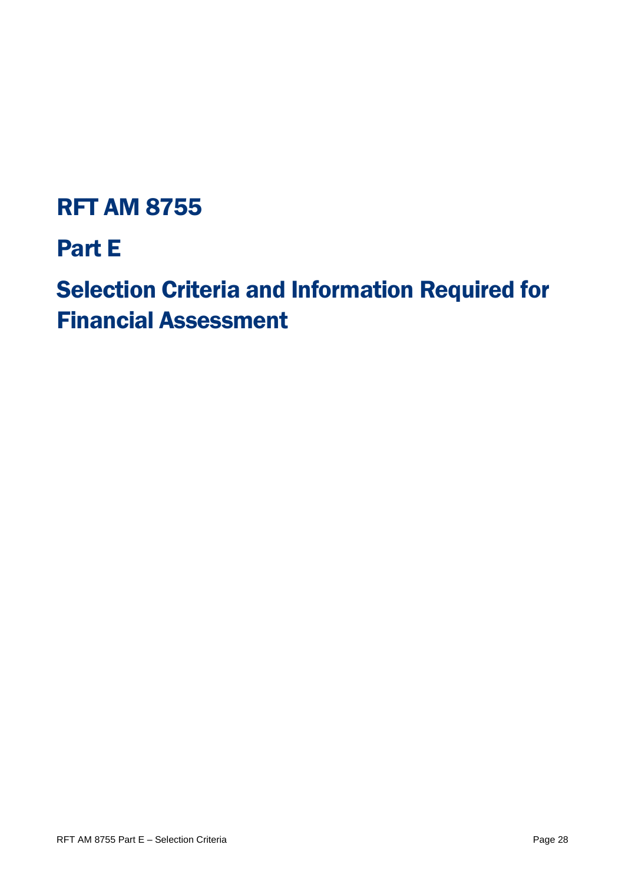# RFT AM 8755

# Part E

# Selection Criteria and Information Required for Financial Assessment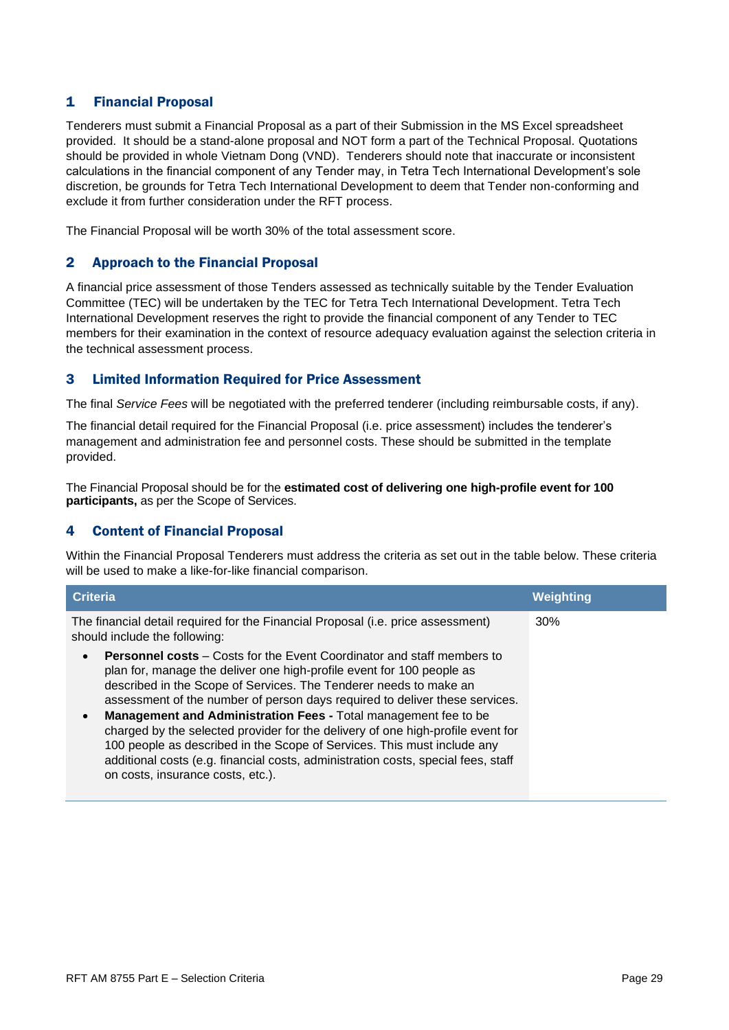## 1 Financial Proposal

Tenderers must submit a Financial Proposal as a part of their Submission in the MS Excel spreadsheet provided. It should be a stand-alone proposal and NOT form a part of the Technical Proposal. Quotations should be provided in whole Vietnam Dong (VND). Tenderers should note that inaccurate or inconsistent calculations in the financial component of any Tender may, in Tetra Tech International Development's sole discretion, be grounds for Tetra Tech International Development to deem that Tender non-conforming and exclude it from further consideration under the RFT process.

The Financial Proposal will be worth 30% of the total assessment score.

## 2 Approach to the Financial Proposal

A financial price assessment of those Tenders assessed as technically suitable by the Tender Evaluation Committee (TEC) will be undertaken by the TEC for Tetra Tech International Development. Tetra Tech International Development reserves the right to provide the financial component of any Tender to TEC members for their examination in the context of resource adequacy evaluation against the selection criteria in the technical assessment process.

## 3 Limited Information Required for Price Assessment

The final *Service Fees* will be negotiated with the preferred tenderer (including reimbursable costs, if any).

The financial detail required for the Financial Proposal (i.e. price assessment) includes the tenderer's management and administration fee and personnel costs. These should be submitted in the template provided.

The Financial Proposal should be for the **estimated cost of delivering one high-profile event for 100 participants,** as per the Scope of Services.

## 4 Content of Financial Proposal

Within the Financial Proposal Tenderers must address the criteria as set out in the table below. These criteria will be used to make a like-for-like financial comparison.

| Criteria | Weighting |
|---|---|
| The financial detail required for the Financial Proposal (i.e. price assessment) should include the following:<br>• **Personnel costs** – Costs for the Event Coordinator and staff members to plan for, manage the deliver one high-profile event for 100 people as described in the Scope of Services. The Tenderer needs to make an assessment of the number of person days required to deliver these services.<br>• **Management and Administration Fees -** Total management fee to be charged by the selected provider for the delivery of one high-profile event for 100 people as described in the Scope of Services. This must include any additional costs (e.g. financial costs, administration costs, special fees, staff on costs, insurance costs, etc.). | 30% |